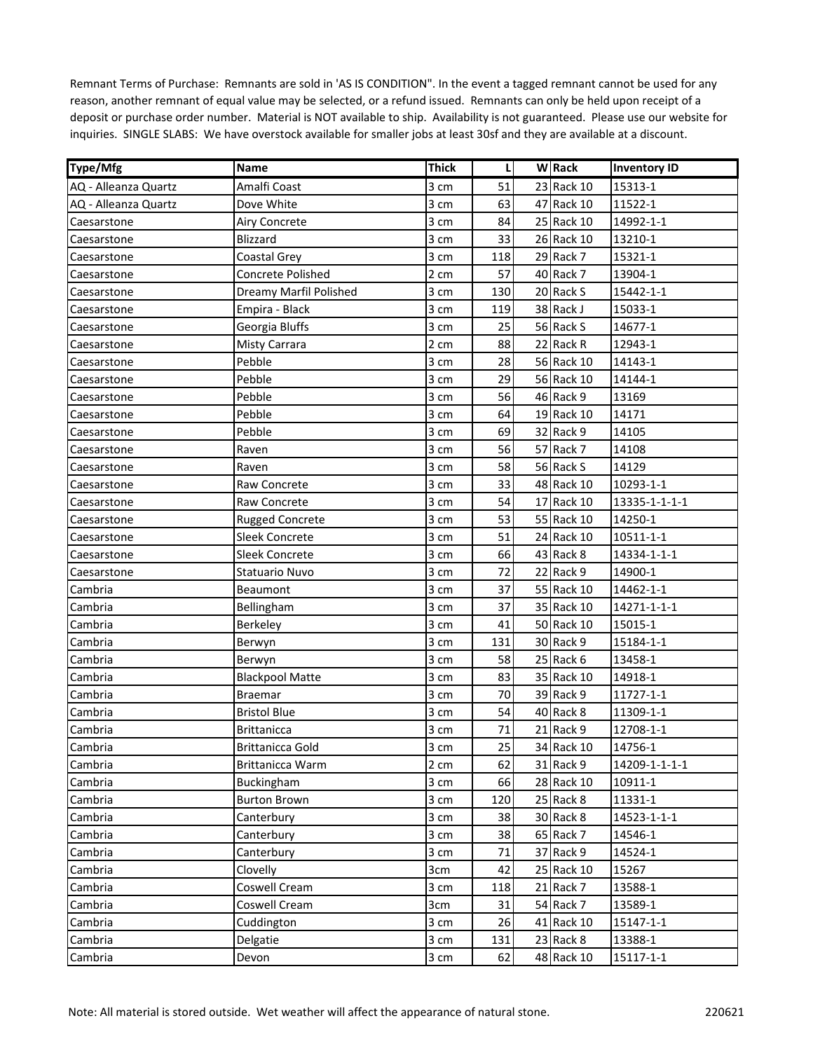Remnant Terms of Purchase: Remnants are sold in 'AS IS CONDITION". In the event a tagged remnant cannot be used for any reason, another remnant of equal value may be selected, or a refund issued. Remnants can only be held upon receipt of a deposit or purchase order number. Material is NOT available to ship. Availability is not guaranteed. Please use our website for inquiries. SINGLE SLABS: We have overstock available for smaller jobs at least 30sf and they are available at a discount.

| Type/Mfg | Name | Thick | L | W | Rack | Inventory ID |
|---|---|---|---|---|---|---|
| AQ - Alleanza Quartz | Amalfi Coast | 3 cm | 51 | 23 | Rack 10 | 15313-1 |
| AQ - Alleanza Quartz | Dove White | 3 cm | 63 | 47 | Rack 10 | 11522-1 |
| Caesarstone | Airy Concrete | 3 cm | 84 | 25 | Rack 10 | 14992-1-1 |
| Caesarstone | Blizzard | 3 cm | 33 | 26 | Rack 10 | 13210-1 |
| Caesarstone | Coastal Grey | 3 cm | 118 | 29 | Rack 7 | 15321-1 |
| Caesarstone | Concrete Polished | 2 cm | 57 | 40 | Rack 7 | 13904-1 |
| Caesarstone | Dreamy Marfil Polished | 3 cm | 130 | 20 | Rack S | 15442-1-1 |
| Caesarstone | Empira - Black | 3 cm | 119 | 38 | Rack J | 15033-1 |
| Caesarstone | Georgia Bluffs | 3 cm | 25 | 56 | Rack S | 14677-1 |
| Caesarstone | Misty Carrara | 2 cm | 88 | 22 | Rack R | 12943-1 |
| Caesarstone | Pebble | 3 cm | 28 | 56 | Rack 10 | 14143-1 |
| Caesarstone | Pebble | 3 cm | 29 | 56 | Rack 10 | 14144-1 |
| Caesarstone | Pebble | 3 cm | 56 | 46 | Rack 9 | 13169 |
| Caesarstone | Pebble | 3 cm | 64 | 19 | Rack 10 | 14171 |
| Caesarstone | Pebble | 3 cm | 69 | 32 | Rack 9 | 14105 |
| Caesarstone | Raven | 3 cm | 56 | 57 | Rack 7 | 14108 |
| Caesarstone | Raven | 3 cm | 58 | 56 | Rack S | 14129 |
| Caesarstone | Raw Concrete | 3 cm | 33 | 48 | Rack 10 | 10293-1-1 |
| Caesarstone | Raw Concrete | 3 cm | 54 | 17 | Rack 10 | 13335-1-1-1-1 |
| Caesarstone | Rugged Concrete | 3 cm | 53 | 55 | Rack 10 | 14250-1 |
| Caesarstone | Sleek Concrete | 3 cm | 51 | 24 | Rack 10 | 10511-1-1 |
| Caesarstone | Sleek Concrete | 3 cm | 66 | 43 | Rack 8 | 14334-1-1-1 |
| Caesarstone | Statuario Nuvo | 3 cm | 72 | 22 | Rack 9 | 14900-1 |
| Cambria | Beaumont | 3 cm | 37 | 55 | Rack 10 | 14462-1-1 |
| Cambria | Bellingham | 3 cm | 37 | 35 | Rack 10 | 14271-1-1-1 |
| Cambria | Berkeley | 3 cm | 41 | 50 | Rack 10 | 15015-1 |
| Cambria | Berwyn | 3 cm | 131 | 30 | Rack 9 | 15184-1-1 |
| Cambria | Berwyn | 3 cm | 58 | 25 | Rack 6 | 13458-1 |
| Cambria | Blackpool Matte | 3 cm | 83 | 35 | Rack 10 | 14918-1 |
| Cambria | Braemar | 3 cm | 70 | 39 | Rack 9 | 11727-1-1 |
| Cambria | Bristol Blue | 3 cm | 54 | 40 | Rack 8 | 11309-1-1 |
| Cambria | Brittanicca | 3 cm | 71 | 21 | Rack 9 | 12708-1-1 |
| Cambria | Brittanicca Gold | 3 cm | 25 | 34 | Rack 10 | 14756-1 |
| Cambria | Brittanicca Warm | 2 cm | 62 | 31 | Rack 9 | 14209-1-1-1-1 |
| Cambria | Buckingham | 3 cm | 66 | 28 | Rack 10 | 10911-1 |
| Cambria | Burton Brown | 3 cm | 120 | 25 | Rack 8 | 11331-1 |
| Cambria | Canterbury | 3 cm | 38 | 30 | Rack 8 | 14523-1-1-1 |
| Cambria | Canterbury | 3 cm | 38 | 65 | Rack 7 | 14546-1 |
| Cambria | Canterbury | 3 cm | 71 | 37 | Rack 9 | 14524-1 |
| Cambria | Clovelly | 3cm | 42 | 25 | Rack 10 | 15267 |
| Cambria | Coswell Cream | 3 cm | 118 | 21 | Rack 7 | 13588-1 |
| Cambria | Coswell Cream | 3cm | 31 | 54 | Rack 7 | 13589-1 |
| Cambria | Cuddington | 3 cm | 26 | 41 | Rack 10 | 15147-1-1 |
| Cambria | Delgatie | 3 cm | 131 | 23 | Rack 8 | 13388-1 |
| Cambria | Devon | 3 cm | 62 | 48 | Rack 10 | 15117-1-1 |

Note: All material is stored outside. Wet weather will affect the appearance of natural stone.

220621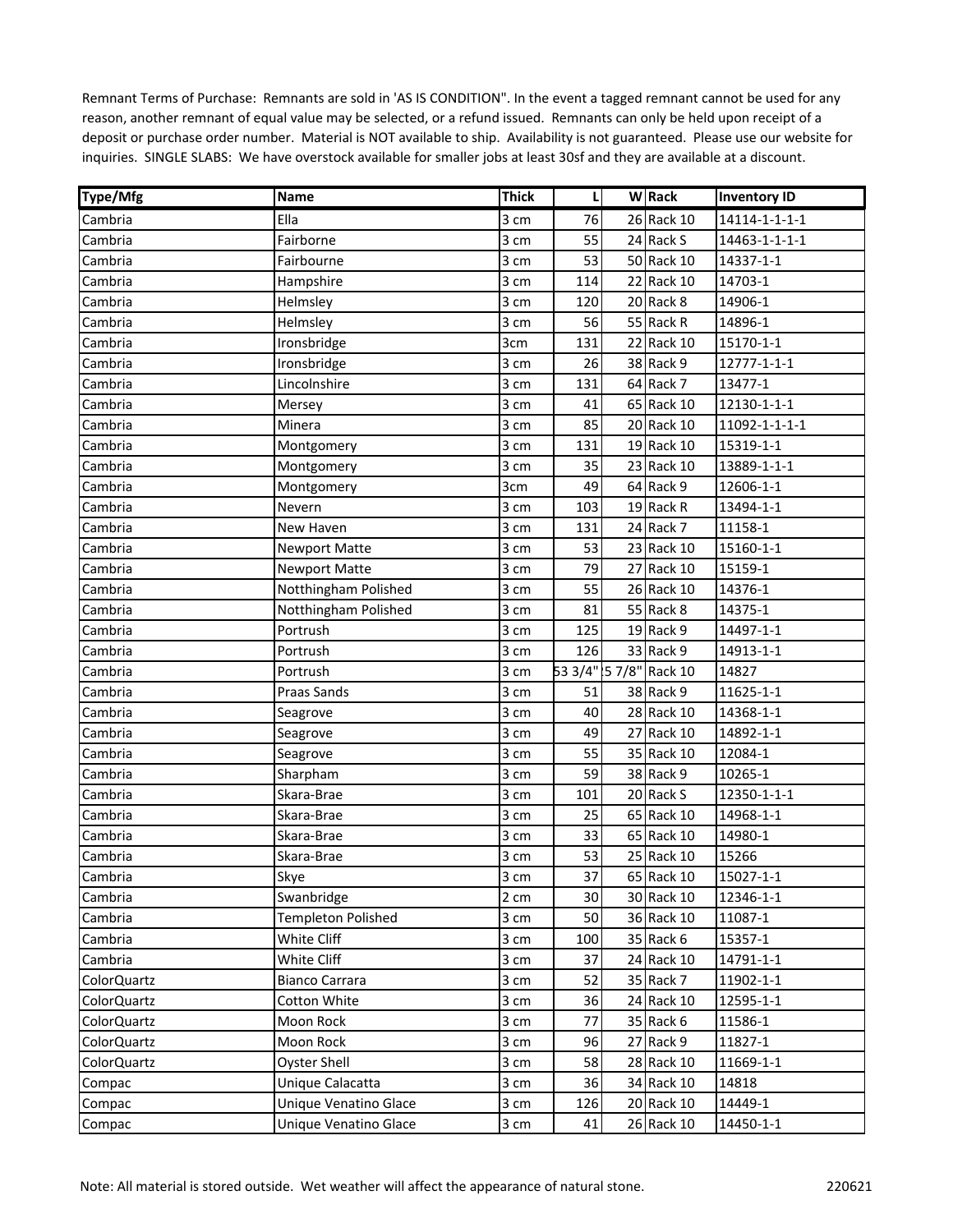Remnant Terms of Purchase: Remnants are sold in 'AS IS CONDITION". In the event a tagged remnant cannot be used for any reason, another remnant of equal value may be selected, or a refund issued. Remnants can only be held upon receipt of a deposit or purchase order number. Material is NOT available to ship. Availability is not guaranteed. Please use our website for inquiries. SINGLE SLABS: We have overstock available for smaller jobs at least 30sf and they are available at a discount.

| Type/Mfg | Name | Thick | L | W | Rack | Inventory ID |
|---|---|---|---|---|---|---|
| Cambria | Ella | 3 cm | 76 | 26 | Rack 10 | 14114-1-1-1-1 |
| Cambria | Fairborne | 3 cm | 55 | 24 | Rack S | 14463-1-1-1-1 |
| Cambria | Fairbourne | 3 cm | 53 | 50 | Rack 10 | 14337-1-1 |
| Cambria | Hampshire | 3 cm | 114 | 22 | Rack 10 | 14703-1 |
| Cambria | Helmsley | 3 cm | 120 | 20 | Rack 8 | 14906-1 |
| Cambria | Helmsley | 3 cm | 56 | 55 | Rack R | 14896-1 |
| Cambria | Ironsbridge | 3cm | 131 | 22 | Rack 10 | 15170-1-1 |
| Cambria | Ironsbridge | 3 cm | 26 | 38 | Rack 9 | 12777-1-1-1 |
| Cambria | Lincolnshire | 3 cm | 131 | 64 | Rack 7 | 13477-1 |
| Cambria | Mersey | 3 cm | 41 | 65 | Rack 10 | 12130-1-1-1 |
| Cambria | Minera | 3 cm | 85 | 20 | Rack 10 | 11092-1-1-1-1 |
| Cambria | Montgomery | 3 cm | 131 | 19 | Rack 10 | 15319-1-1 |
| Cambria | Montgomery | 3 cm | 35 | 23 | Rack 10 | 13889-1-1-1 |
| Cambria | Montgomery | 3cm | 49 | 64 | Rack 9 | 12606-1-1 |
| Cambria | Nevern | 3 cm | 103 | 19 | Rack R | 13494-1-1 |
| Cambria | New Haven | 3 cm | 131 | 24 | Rack 7 | 11158-1 |
| Cambria | Newport Matte | 3 cm | 53 | 23 | Rack 10 | 15160-1-1 |
| Cambria | Newport Matte | 3 cm | 79 | 27 | Rack 10 | 15159-1 |
| Cambria | Notthingham Polished | 3 cm | 55 | 26 | Rack 10 | 14376-1 |
| Cambria | Notthingham Polished | 3 cm | 81 | 55 | Rack 8 | 14375-1 |
| Cambria | Portrush | 3 cm | 125 | 19 | Rack 9 | 14497-1-1 |
| Cambria | Portrush | 3 cm | 126 | 33 | Rack 9 | 14913-1-1 |
| Cambria | Portrush | 3 cm | 53 3/4" | 5 7/8" | Rack 10 | 14827 |
| Cambria | Praas Sands | 3 cm | 51 | 38 | Rack 9 | 11625-1-1 |
| Cambria | Seagrove | 3 cm | 40 | 28 | Rack 10 | 14368-1-1 |
| Cambria | Seagrove | 3 cm | 49 | 27 | Rack 10 | 14892-1-1 |
| Cambria | Seagrove | 3 cm | 55 | 35 | Rack 10 | 12084-1 |
| Cambria | Sharpham | 3 cm | 59 | 38 | Rack 9 | 10265-1 |
| Cambria | Skara-Brae | 3 cm | 101 | 20 | Rack S | 12350-1-1-1 |
| Cambria | Skara-Brae | 3 cm | 25 | 65 | Rack 10 | 14968-1-1 |
| Cambria | Skara-Brae | 3 cm | 33 | 65 | Rack 10 | 14980-1 |
| Cambria | Skara-Brae | 3 cm | 53 | 25 | Rack 10 | 15266 |
| Cambria | Skye | 3 cm | 37 | 65 | Rack 10 | 15027-1-1 |
| Cambria | Swanbridge | 2 cm | 30 | 30 | Rack 10 | 12346-1-1 |
| Cambria | Templeton Polished | 3 cm | 50 | 36 | Rack 10 | 11087-1 |
| Cambria | White Cliff | 3 cm | 100 | 35 | Rack 6 | 15357-1 |
| Cambria | White Cliff | 3 cm | 37 | 24 | Rack 10 | 14791-1-1 |
| ColorQuartz | Bianco Carrara | 3 cm | 52 | 35 | Rack 7 | 11902-1-1 |
| ColorQuartz | Cotton White | 3 cm | 36 | 24 | Rack 10 | 12595-1-1 |
| ColorQuartz | Moon Rock | 3 cm | 77 | 35 | Rack 6 | 11586-1 |
| ColorQuartz | Moon Rock | 3 cm | 96 | 27 | Rack 9 | 11827-1 |
| ColorQuartz | Oyster Shell | 3 cm | 58 | 28 | Rack 10 | 11669-1-1 |
| Compac | Unique Calacatta | 3 cm | 36 | 34 | Rack 10 | 14818 |
| Compac | Unique Venatino Glace | 3 cm | 126 | 20 | Rack 10 | 14449-1 |
| Compac | Unique Venatino Glace | 3 cm | 41 | 26 | Rack 10 | 14450-1-1 |

Note: All material is stored outside. Wet weather will affect the appearance of natural stone. 220621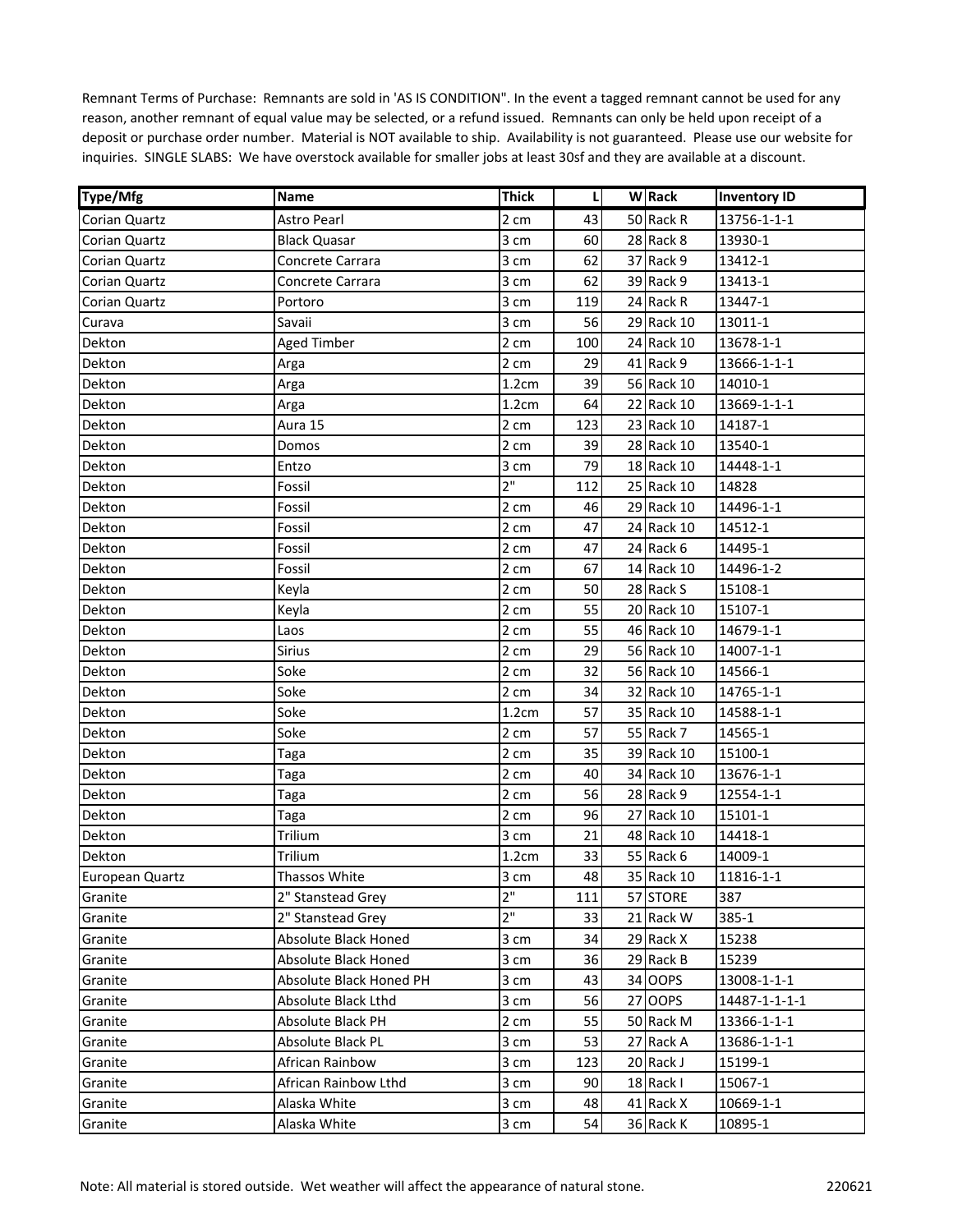Remnant Terms of Purchase: Remnants are sold in 'AS IS CONDITION". In the event a tagged remnant cannot be used for any reason, another remnant of equal value may be selected, or a refund issued. Remnants can only be held upon receipt of a deposit or purchase order number. Material is NOT available to ship. Availability is not guaranteed. Please use our website for inquiries. SINGLE SLABS: We have overstock available for smaller jobs at least 30sf and they are available at a discount.

| Type/Mfg | Name | Thick | L | W | Rack | Inventory ID |
|---|---|---|---|---|---|---|
| Corian Quartz | Astro Pearl | 2 cm | 43 | 50 | Rack R | 13756-1-1-1 |
| Corian Quartz | Black Quasar | 3 cm | 60 | 28 | Rack 8 | 13930-1 |
| Corian Quartz | Concrete Carrara | 3 cm | 62 | 37 | Rack 9 | 13412-1 |
| Corian Quartz | Concrete Carrara | 3 cm | 62 | 39 | Rack 9 | 13413-1 |
| Corian Quartz | Portoro | 3 cm | 119 | 24 | Rack R | 13447-1 |
| Curava | Savaii | 3 cm | 56 | 29 | Rack 10 | 13011-1 |
| Dekton | Aged Timber | 2 cm | 100 | 24 | Rack 10 | 13678-1-1 |
| Dekton | Arga | 2 cm | 29 | 41 | Rack 9 | 13666-1-1-1 |
| Dekton | Arga | 1.2cm | 39 | 56 | Rack 10 | 14010-1 |
| Dekton | Arga | 1.2cm | 64 | 22 | Rack 10 | 13669-1-1-1 |
| Dekton | Aura 15 | 2 cm | 123 | 23 | Rack 10 | 14187-1 |
| Dekton | Domos | 2 cm | 39 | 28 | Rack 10 | 13540-1 |
| Dekton | Entzo | 3 cm | 79 | 18 | Rack 10 | 14448-1-1 |
| Dekton | Fossil | 2" | 112 | 25 | Rack 10 | 14828 |
| Dekton | Fossil | 2 cm | 46 | 29 | Rack 10 | 14496-1-1 |
| Dekton | Fossil | 2 cm | 47 | 24 | Rack 10 | 14512-1 |
| Dekton | Fossil | 2 cm | 47 | 24 | Rack 6 | 14495-1 |
| Dekton | Fossil | 2 cm | 67 | 14 | Rack 10 | 14496-1-2 |
| Dekton | Keyla | 2 cm | 50 | 28 | Rack S | 15108-1 |
| Dekton | Keyla | 2 cm | 55 | 20 | Rack 10 | 15107-1 |
| Dekton | Laos | 2 cm | 55 | 46 | Rack 10 | 14679-1-1 |
| Dekton | Sirius | 2 cm | 29 | 56 | Rack 10 | 14007-1-1 |
| Dekton | Soke | 2 cm | 32 | 56 | Rack 10 | 14566-1 |
| Dekton | Soke | 2 cm | 34 | 32 | Rack 10 | 14765-1-1 |
| Dekton | Soke | 1.2cm | 57 | 35 | Rack 10 | 14588-1-1 |
| Dekton | Soke | 2 cm | 57 | 55 | Rack 7 | 14565-1 |
| Dekton | Taga | 2 cm | 35 | 39 | Rack 10 | 15100-1 |
| Dekton | Taga | 2 cm | 40 | 34 | Rack 10 | 13676-1-1 |
| Dekton | Taga | 2 cm | 56 | 28 | Rack 9 | 12554-1-1 |
| Dekton | Taga | 2 cm | 96 | 27 | Rack 10 | 15101-1 |
| Dekton | Trilium | 3 cm | 21 | 48 | Rack 10 | 14418-1 |
| Dekton | Trilium | 1.2cm | 33 | 55 | Rack 6 | 14009-1 |
| European Quartz | Thassos White | 3 cm | 48 | 35 | Rack 10 | 11816-1-1 |
| Granite | 2" Stanstead Grey | 2" | 111 | 57 | STORE | 387 |
| Granite | 2" Stanstead Grey | 2" | 33 | 21 | Rack W | 385-1 |
| Granite | Absolute Black Honed | 3 cm | 34 | 29 | Rack X | 15238 |
| Granite | Absolute Black Honed | 3 cm | 36 | 29 | Rack B | 15239 |
| Granite | Absolute Black Honed PH | 3 cm | 43 | 34 | OOPS | 13008-1-1-1 |
| Granite | Absolute Black Lthd | 3 cm | 56 | 27 | OOPS | 14487-1-1-1-1 |
| Granite | Absolute Black PH | 2 cm | 55 | 50 | Rack M | 13366-1-1-1 |
| Granite | Absolute Black PL | 3 cm | 53 | 27 | Rack A | 13686-1-1-1 |
| Granite | African Rainbow | 3 cm | 123 | 20 | Rack J | 15199-1 |
| Granite | African Rainbow Lthd | 3 cm | 90 | 18 | Rack I | 15067-1 |
| Granite | Alaska White | 3 cm | 48 | 41 | Rack X | 10669-1-1 |
| Granite | Alaska White | 3 cm | 54 | 36 | Rack K | 10895-1 |

Note: All material is stored outside. Wet weather will affect the appearance of natural stone.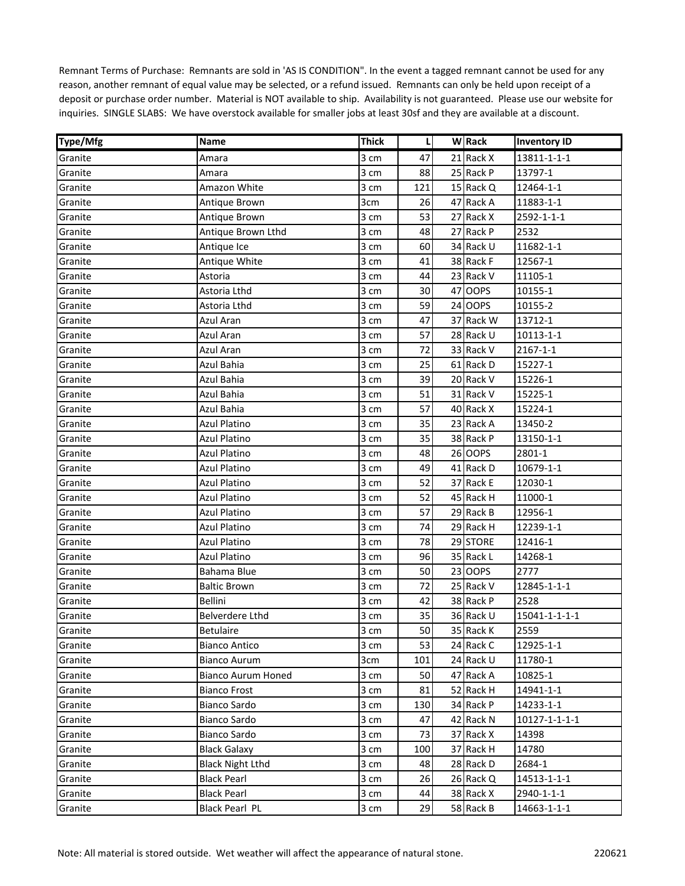Remnant Terms of Purchase: Remnants are sold in 'AS IS CONDITION". In the event a tagged remnant cannot be used for any reason, another remnant of equal value may be selected, or a refund issued. Remnants can only be held upon receipt of a deposit or purchase order number. Material is NOT available to ship. Availability is not guaranteed. Please use our website for inquiries. SINGLE SLABS: We have overstock available for smaller jobs at least 30sf and they are available at a discount.

| Type/Mfg | Name | Thick | L | W | Rack | Inventory ID |
|---|---|---|---|---|---|---|
| Granite | Amara | 3 cm | 47 | 21 | Rack X | 13811-1-1-1 |
| Granite | Amara | 3 cm | 88 | 25 | Rack P | 13797-1 |
| Granite | Amazon White | 3 cm | 121 | 15 | Rack Q | 12464-1-1 |
| Granite | Antique Brown | 3cm | 26 | 47 | Rack A | 11883-1-1 |
| Granite | Antique Brown | 3 cm | 53 | 27 | Rack X | 2592-1-1-1 |
| Granite | Antique Brown Lthd | 3 cm | 48 | 27 | Rack P | 2532 |
| Granite | Antique Ice | 3 cm | 60 | 34 | Rack U | 11682-1-1 |
| Granite | Antique White | 3 cm | 41 | 38 | Rack F | 12567-1 |
| Granite | Astoria | 3 cm | 44 | 23 | Rack V | 11105-1 |
| Granite | Astoria Lthd | 3 cm | 30 | 47 | OOPS | 10155-1 |
| Granite | Astoria Lthd | 3 cm | 59 | 24 | OOPS | 10155-2 |
| Granite | Azul Aran | 3 cm | 47 | 37 | Rack W | 13712-1 |
| Granite | Azul Aran | 3 cm | 57 | 28 | Rack U | 10113-1-1 |
| Granite | Azul Aran | 3 cm | 72 | 33 | Rack V | 2167-1-1 |
| Granite | Azul Bahia | 3 cm | 25 | 61 | Rack D | 15227-1 |
| Granite | Azul Bahia | 3 cm | 39 | 20 | Rack V | 15226-1 |
| Granite | Azul Bahia | 3 cm | 51 | 31 | Rack V | 15225-1 |
| Granite | Azul Bahia | 3 cm | 57 | 40 | Rack X | 15224-1 |
| Granite | Azul Platino | 3 cm | 35 | 23 | Rack A | 13450-2 |
| Granite | Azul Platino | 3 cm | 35 | 38 | Rack P | 13150-1-1 |
| Granite | Azul Platino | 3 cm | 48 | 26 | OOPS | 2801-1 |
| Granite | Azul Platino | 3 cm | 49 | 41 | Rack D | 10679-1-1 |
| Granite | Azul Platino | 3 cm | 52 | 37 | Rack E | 12030-1 |
| Granite | Azul Platino | 3 cm | 52 | 45 | Rack H | 11000-1 |
| Granite | Azul Platino | 3 cm | 57 | 29 | Rack B | 12956-1 |
| Granite | Azul Platino | 3 cm | 74 | 29 | Rack H | 12239-1-1 |
| Granite | Azul Platino | 3 cm | 78 | 29 | STORE | 12416-1 |
| Granite | Azul Platino | 3 cm | 96 | 35 | Rack L | 14268-1 |
| Granite | Bahama Blue | 3 cm | 50 | 23 | OOPS | 2777 |
| Granite | Baltic Brown | 3 cm | 72 | 25 | Rack V | 12845-1-1-1 |
| Granite | Bellini | 3 cm | 42 | 38 | Rack P | 2528 |
| Granite | Belverdere Lthd | 3 cm | 35 | 36 | Rack U | 15041-1-1-1-1 |
| Granite | Betulaire | 3 cm | 50 | 35 | Rack K | 2559 |
| Granite | Bianco Antico | 3 cm | 53 | 24 | Rack C | 12925-1-1 |
| Granite | Bianco Aurum | 3cm | 101 | 24 | Rack U | 11780-1 |
| Granite | Bianco Aurum Honed | 3 cm | 50 | 47 | Rack A | 10825-1 |
| Granite | Bianco Frost | 3 cm | 81 | 52 | Rack H | 14941-1-1 |
| Granite | Bianco Sardo | 3 cm | 130 | 34 | Rack P | 14233-1-1 |
| Granite | Bianco Sardo | 3 cm | 47 | 42 | Rack N | 10127-1-1-1-1 |
| Granite | Bianco Sardo | 3 cm | 73 | 37 | Rack X | 14398 |
| Granite | Black Galaxy | 3 cm | 100 | 37 | Rack H | 14780 |
| Granite | Black Night Lthd | 3 cm | 48 | 28 | Rack D | 2684-1 |
| Granite | Black Pearl | 3 cm | 26 | 26 | Rack Q | 14513-1-1-1 |
| Granite | Black Pearl | 3 cm | 44 | 38 | Rack X | 2940-1-1-1 |
| Granite | Black Pearl PL | 3 cm | 29 | 58 | Rack B | 14663-1-1-1 |

Note: All material is stored outside. Wet weather will affect the appearance of natural stone. 220621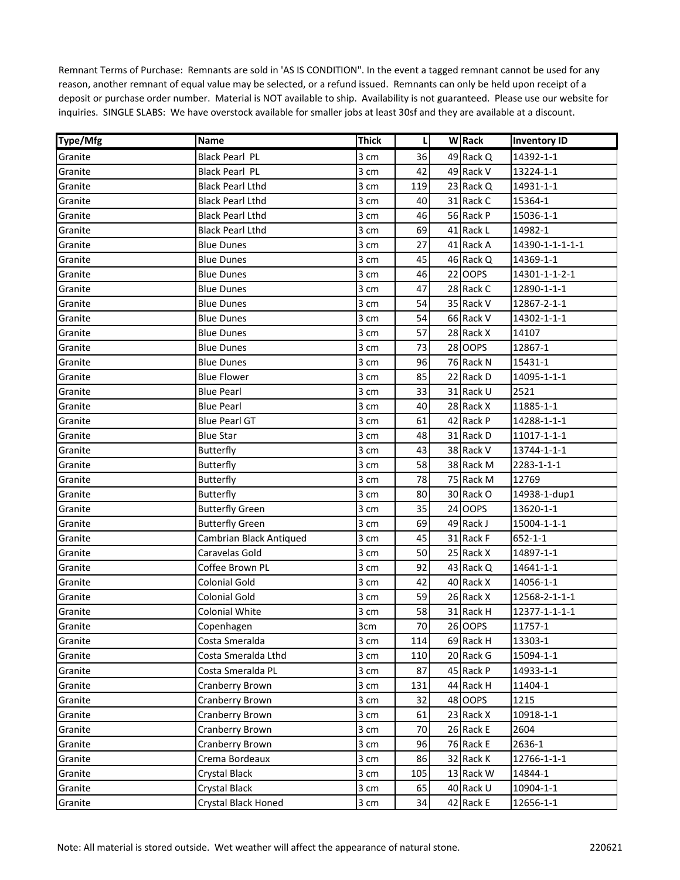Remnant Terms of Purchase: Remnants are sold in 'AS IS CONDITION". In the event a tagged remnant cannot be used for any reason, another remnant of equal value may be selected, or a refund issued. Remnants can only be held upon receipt of a deposit or purchase order number. Material is NOT available to ship. Availability is not guaranteed. Please use our website for inquiries. SINGLE SLABS: We have overstock available for smaller jobs at least 30sf and they are available at a discount.

| Type/Mfg | Name | Thick | L | W | Rack | Inventory ID |
|---|---|---|---|---|---|---|
| Granite | Black Pearl PL | 3 cm | 36 | 49 | Rack Q | 14392-1-1 |
| Granite | Black Pearl PL | 3 cm | 42 | 49 | Rack V | 13224-1-1 |
| Granite | Black Pearl Lthd | 3 cm | 119 | 23 | Rack Q | 14931-1-1 |
| Granite | Black Pearl Lthd | 3 cm | 40 | 31 | Rack C | 15364-1 |
| Granite | Black Pearl Lthd | 3 cm | 46 | 56 | Rack P | 15036-1-1 |
| Granite | Black Pearl Lthd | 3 cm | 69 | 41 | Rack L | 14982-1 |
| Granite | Blue Dunes | 3 cm | 27 | 41 | Rack A | 14390-1-1-1-1-1 |
| Granite | Blue Dunes | 3 cm | 45 | 46 | Rack Q | 14369-1-1 |
| Granite | Blue Dunes | 3 cm | 46 | 22 | OOPS | 14301-1-1-2-1 |
| Granite | Blue Dunes | 3 cm | 47 | 28 | Rack C | 12890-1-1-1 |
| Granite | Blue Dunes | 3 cm | 54 | 35 | Rack V | 12867-2-1-1 |
| Granite | Blue Dunes | 3 cm | 54 | 66 | Rack V | 14302-1-1-1 |
| Granite | Blue Dunes | 3 cm | 57 | 28 | Rack X | 14107 |
| Granite | Blue Dunes | 3 cm | 73 | 28 | OOPS | 12867-1 |
| Granite | Blue Dunes | 3 cm | 96 | 76 | Rack N | 15431-1 |
| Granite | Blue Flower | 3 cm | 85 | 22 | Rack D | 14095-1-1-1 |
| Granite | Blue Pearl | 3 cm | 33 | 31 | Rack U | 2521 |
| Granite | Blue Pearl | 3 cm | 40 | 28 | Rack X | 11885-1-1 |
| Granite | Blue Pearl GT | 3 cm | 61 | 42 | Rack P | 14288-1-1-1 |
| Granite | Blue Star | 3 cm | 48 | 31 | Rack D | 11017-1-1-1 |
| Granite | Butterfly | 3 cm | 43 | 38 | Rack V | 13744-1-1-1 |
| Granite | Butterfly | 3 cm | 58 | 38 | Rack M | 2283-1-1-1 |
| Granite | Butterfly | 3 cm | 78 | 75 | Rack M | 12769 |
| Granite | Butterfly | 3 cm | 80 | 30 | Rack O | 14938-1-dup1 |
| Granite | Butterfly Green | 3 cm | 35 | 24 | OOPS | 13620-1-1 |
| Granite | Butterfly Green | 3 cm | 69 | 49 | Rack J | 15004-1-1-1 |
| Granite | Cambrian Black Antiqued | 3 cm | 45 | 31 | Rack F | 652-1-1 |
| Granite | Caravelas Gold | 3 cm | 50 | 25 | Rack X | 14897-1-1 |
| Granite | Coffee Brown PL | 3 cm | 92 | 43 | Rack Q | 14641-1-1 |
| Granite | Colonial Gold | 3 cm | 42 | 40 | Rack X | 14056-1-1 |
| Granite | Colonial Gold | 3 cm | 59 | 26 | Rack X | 12568-2-1-1-1 |
| Granite | Colonial White | 3 cm | 58 | 31 | Rack H | 12377-1-1-1-1 |
| Granite | Copenhagen | 3cm | 70 | 26 | OOPS | 11757-1 |
| Granite | Costa Smeralda | 3 cm | 114 | 69 | Rack H | 13303-1 |
| Granite | Costa Smeralda Lthd | 3 cm | 110 | 20 | Rack G | 15094-1-1 |
| Granite | Costa Smeralda PL | 3 cm | 87 | 45 | Rack P | 14933-1-1 |
| Granite | Cranberry Brown | 3 cm | 131 | 44 | Rack H | 11404-1 |
| Granite | Cranberry Brown | 3 cm | 32 | 48 | OOPS | 1215 |
| Granite | Cranberry Brown | 3 cm | 61 | 23 | Rack X | 10918-1-1 |
| Granite | Cranberry Brown | 3 cm | 70 | 26 | Rack E | 2604 |
| Granite | Cranberry Brown | 3 cm | 96 | 76 | Rack E | 2636-1 |
| Granite | Crema Bordeaux | 3 cm | 86 | 32 | Rack K | 12766-1-1-1 |
| Granite | Crystal Black | 3 cm | 105 | 13 | Rack W | 14844-1 |
| Granite | Crystal Black | 3 cm | 65 | 40 | Rack U | 10904-1-1 |
| Granite | Crystal Black Honed | 3 cm | 34 | 42 | Rack E | 12656-1-1 |

Note: All material is stored outside. Wet weather will affect the appearance of natural stone. 220621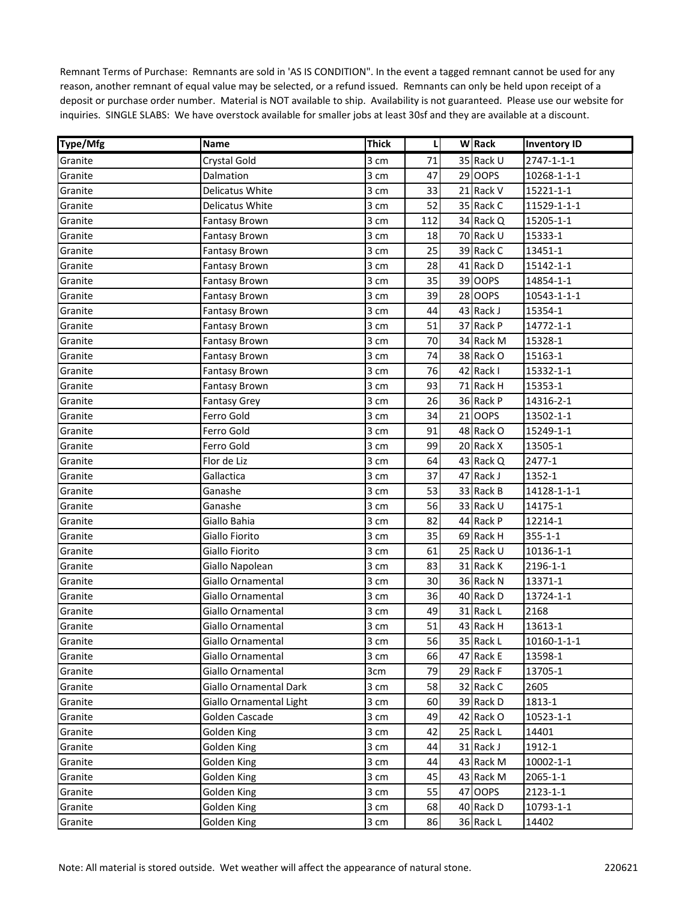Remnant Terms of Purchase: Remnants are sold in 'AS IS CONDITION". In the event a tagged remnant cannot be used for any reason, another remnant of equal value may be selected, or a refund issued. Remnants can only be held upon receipt of a deposit or purchase order number. Material is NOT available to ship. Availability is not guaranteed. Please use our website for inquiries. SINGLE SLABS: We have overstock available for smaller jobs at least 30sf and they are available at a discount.

| Type/Mfg | Name | Thick | L | W | Rack | Inventory ID |
|---|---|---|---|---|---|---|
| Granite | Crystal Gold | 3 cm | 71 | 35 | Rack U | 2747-1-1-1 |
| Granite | Dalmation | 3 cm | 47 | 29 | OOPS | 10268-1-1-1 |
| Granite | Delicatus White | 3 cm | 33 | 21 | Rack V | 15221-1-1 |
| Granite | Delicatus White | 3 cm | 52 | 35 | Rack C | 11529-1-1-1 |
| Granite | Fantasy Brown | 3 cm | 112 | 34 | Rack Q | 15205-1-1 |
| Granite | Fantasy Brown | 3 cm | 18 | 70 | Rack U | 15333-1 |
| Granite | Fantasy Brown | 3 cm | 25 | 39 | Rack C | 13451-1 |
| Granite | Fantasy Brown | 3 cm | 28 | 41 | Rack D | 15142-1-1 |
| Granite | Fantasy Brown | 3 cm | 35 | 39 | OOPS | 14854-1-1 |
| Granite | Fantasy Brown | 3 cm | 39 | 28 | OOPS | 10543-1-1-1 |
| Granite | Fantasy Brown | 3 cm | 44 | 43 | Rack J | 15354-1 |
| Granite | Fantasy Brown | 3 cm | 51 | 37 | Rack P | 14772-1-1 |
| Granite | Fantasy Brown | 3 cm | 70 | 34 | Rack M | 15328-1 |
| Granite | Fantasy Brown | 3 cm | 74 | 38 | Rack O | 15163-1 |
| Granite | Fantasy Brown | 3 cm | 76 | 42 | Rack I | 15332-1-1 |
| Granite | Fantasy Brown | 3 cm | 93 | 71 | Rack H | 15353-1 |
| Granite | Fantasy Grey | 3 cm | 26 | 36 | Rack P | 14316-2-1 |
| Granite | Ferro Gold | 3 cm | 34 | 21 | OOPS | 13502-1-1 |
| Granite | Ferro Gold | 3 cm | 91 | 48 | Rack O | 15249-1-1 |
| Granite | Ferro Gold | 3 cm | 99 | 20 | Rack X | 13505-1 |
| Granite | Flor de Liz | 3 cm | 64 | 43 | Rack Q | 2477-1 |
| Granite | Gallactica | 3 cm | 37 | 47 | Rack J | 1352-1 |
| Granite | Ganashe | 3 cm | 53 | 33 | Rack B | 14128-1-1-1 |
| Granite | Ganashe | 3 cm | 56 | 33 | Rack U | 14175-1 |
| Granite | Giallo Bahia | 3 cm | 82 | 44 | Rack P | 12214-1 |
| Granite | Giallo Fiorito | 3 cm | 35 | 69 | Rack H | 355-1-1 |
| Granite | Giallo Fiorito | 3 cm | 61 | 25 | Rack U | 10136-1-1 |
| Granite | Giallo Napolean | 3 cm | 83 | 31 | Rack K | 2196-1-1 |
| Granite | Giallo Ornamental | 3 cm | 30 | 36 | Rack N | 13371-1 |
| Granite | Giallo Ornamental | 3 cm | 36 | 40 | Rack D | 13724-1-1 |
| Granite | Giallo Ornamental | 3 cm | 49 | 31 | Rack L | 2168 |
| Granite | Giallo Ornamental | 3 cm | 51 | 43 | Rack H | 13613-1 |
| Granite | Giallo Ornamental | 3 cm | 56 | 35 | Rack L | 10160-1-1-1 |
| Granite | Giallo Ornamental | 3 cm | 66 | 47 | Rack E | 13598-1 |
| Granite | Giallo Ornamental | 3cm | 79 | 29 | Rack F | 13705-1 |
| Granite | Giallo Ornamental Dark | 3 cm | 58 | 32 | Rack C | 2605 |
| Granite | Giallo Ornamental Light | 3 cm | 60 | 39 | Rack D | 1813-1 |
| Granite | Golden Cascade | 3 cm | 49 | 42 | Rack O | 10523-1-1 |
| Granite | Golden King | 3 cm | 42 | 25 | Rack L | 14401 |
| Granite | Golden King | 3 cm | 44 | 31 | Rack J | 1912-1 |
| Granite | Golden King | 3 cm | 44 | 43 | Rack M | 10002-1-1 |
| Granite | Golden King | 3 cm | 45 | 43 | Rack M | 2065-1-1 |
| Granite | Golden King | 3 cm | 55 | 47 | OOPS | 2123-1-1 |
| Granite | Golden King | 3 cm | 68 | 40 | Rack D | 10793-1-1 |
| Granite | Golden King | 3 cm | 86 | 36 | Rack L | 14402 |

Note: All material is stored outside. Wet weather will affect the appearance of natural stone.

220621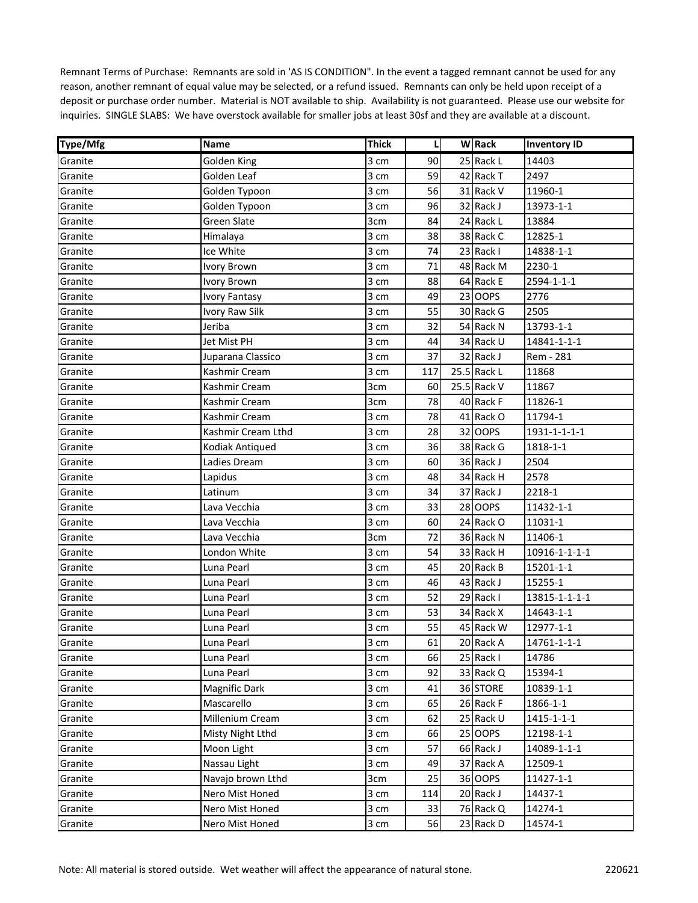Remnant Terms of Purchase: Remnants are sold in 'AS IS CONDITION". In the event a tagged remnant cannot be used for any reason, another remnant of equal value may be selected, or a refund issued. Remnants can only be held upon receipt of a deposit or purchase order number. Material is NOT available to ship. Availability is not guaranteed. Please use our website for inquiries. SINGLE SLABS: We have overstock available for smaller jobs at least 30sf and they are available at a discount.

| Type/Mfg | Name | Thick | L | W | Rack | Inventory ID |
|---|---|---|---|---|---|---|
| Granite | Golden King | 3 cm | 90 | 25 | Rack L | 14403 |
| Granite | Golden Leaf | 3 cm | 59 | 42 | Rack T | 2497 |
| Granite | Golden Typoon | 3 cm | 56 | 31 | Rack V | 11960-1 |
| Granite | Golden Typoon | 3 cm | 96 | 32 | Rack J | 13973-1-1 |
| Granite | Green Slate | 3cm | 84 | 24 | Rack L | 13884 |
| Granite | Himalaya | 3 cm | 38 | 38 | Rack C | 12825-1 |
| Granite | Ice White | 3 cm | 74 | 23 | Rack I | 14838-1-1 |
| Granite | Ivory Brown | 3 cm | 71 | 48 | Rack M | 2230-1 |
| Granite | Ivory Brown | 3 cm | 88 | 64 | Rack E | 2594-1-1-1 |
| Granite | Ivory Fantasy | 3 cm | 49 | 23 | OOPS | 2776 |
| Granite | Ivory Raw Silk | 3 cm | 55 | 30 | Rack G | 2505 |
| Granite | Jeriba | 3 cm | 32 | 54 | Rack N | 13793-1-1 |
| Granite | Jet Mist PH | 3 cm | 44 | 34 | Rack U | 14841-1-1-1 |
| Granite | Juparana Classico | 3 cm | 37 | 32 | Rack J | Rem - 281 |
| Granite | Kashmir Cream | 3 cm | 117 | 25.5 | Rack L | 11868 |
| Granite | Kashmir Cream | 3cm | 60 | 25.5 | Rack V | 11867 |
| Granite | Kashmir Cream | 3cm | 78 | 40 | Rack F | 11826-1 |
| Granite | Kashmir Cream | 3 cm | 78 | 41 | Rack O | 11794-1 |
| Granite | Kashmir Cream Lthd | 3 cm | 28 | 32 | OOPS | 1931-1-1-1-1 |
| Granite | Kodiak Antiqued | 3 cm | 36 | 38 | Rack G | 1818-1-1 |
| Granite | Ladies Dream | 3 cm | 60 | 36 | Rack J | 2504 |
| Granite | Lapidus | 3 cm | 48 | 34 | Rack H | 2578 |
| Granite | Latinum | 3 cm | 34 | 37 | Rack J | 2218-1 |
| Granite | Lava Vecchia | 3 cm | 33 | 28 | OOPS | 11432-1-1 |
| Granite | Lava Vecchia | 3 cm | 60 | 24 | Rack O | 11031-1 |
| Granite | Lava Vecchia | 3cm | 72 | 36 | Rack N | 11406-1 |
| Granite | London White | 3 cm | 54 | 33 | Rack H | 10916-1-1-1-1 |
| Granite | Luna Pearl | 3 cm | 45 | 20 | Rack B | 15201-1-1 |
| Granite | Luna Pearl | 3 cm | 46 | 43 | Rack J | 15255-1 |
| Granite | Luna Pearl | 3 cm | 52 | 29 | Rack I | 13815-1-1-1-1 |
| Granite | Luna Pearl | 3 cm | 53 | 34 | Rack X | 14643-1-1 |
| Granite | Luna Pearl | 3 cm | 55 | 45 | Rack W | 12977-1-1 |
| Granite | Luna Pearl | 3 cm | 61 | 20 | Rack A | 14761-1-1-1 |
| Granite | Luna Pearl | 3 cm | 66 | 25 | Rack I | 14786 |
| Granite | Luna Pearl | 3 cm | 92 | 33 | Rack Q | 15394-1 |
| Granite | Magnific Dark | 3 cm | 41 | 36 | STORE | 10839-1-1 |
| Granite | Mascarello | 3 cm | 65 | 26 | Rack F | 1866-1-1 |
| Granite | Millenium Cream | 3 cm | 62 | 25 | Rack U | 1415-1-1-1 |
| Granite | Misty Night Lthd | 3 cm | 66 | 25 | OOPS | 12198-1-1 |
| Granite | Moon Light | 3 cm | 57 | 66 | Rack J | 14089-1-1-1 |
| Granite | Nassau Light | 3 cm | 49 | 37 | Rack A | 12509-1 |
| Granite | Navajo brown Lthd | 3cm | 25 | 36 | OOPS | 11427-1-1 |
| Granite | Nero Mist Honed | 3 cm | 114 | 20 | Rack J | 14437-1 |
| Granite | Nero Mist Honed | 3 cm | 33 | 76 | Rack Q | 14274-1 |
| Granite | Nero Mist Honed | 3 cm | 56 | 23 | Rack D | 14574-1 |

Note: All material is stored outside. Wet weather will affect the appearance of natural stone. 220621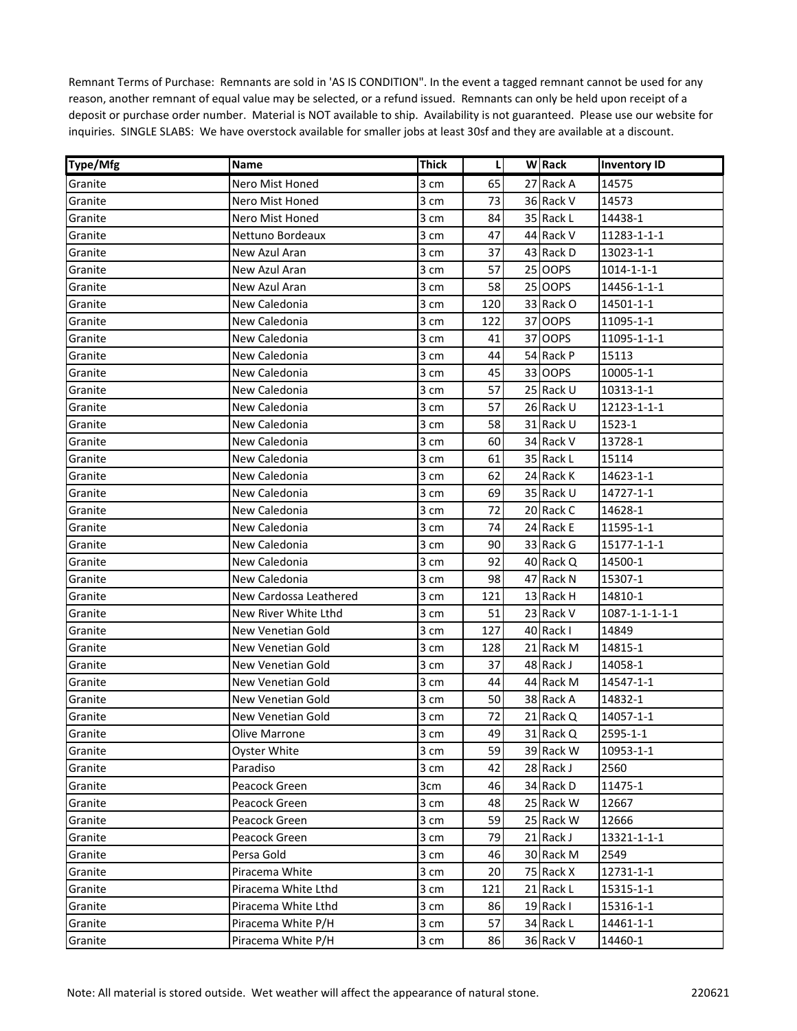Remnant Terms of Purchase: Remnants are sold in 'AS IS CONDITION". In the event a tagged remnant cannot be used for any reason, another remnant of equal value may be selected, or a refund issued. Remnants can only be held upon receipt of a deposit or purchase order number. Material is NOT available to ship. Availability is not guaranteed. Please use our website for inquiries. SINGLE SLABS: We have overstock available for smaller jobs at least 30sf and they are available at a discount.

| Type/Mfg | Name | Thick | L | W | Rack | Inventory ID |
|---|---|---|---|---|---|---|
| Granite | Nero Mist Honed | 3 cm | 65 | 27 | Rack A | 14575 |
| Granite | Nero Mist Honed | 3 cm | 73 | 36 | Rack V | 14573 |
| Granite | Nero Mist Honed | 3 cm | 84 | 35 | Rack L | 14438-1 |
| Granite | Nettuno Bordeaux | 3 cm | 47 | 44 | Rack V | 11283-1-1-1 |
| Granite | New Azul Aran | 3 cm | 37 | 43 | Rack D | 13023-1-1 |
| Granite | New Azul Aran | 3 cm | 57 | 25 | OOPS | 1014-1-1-1 |
| Granite | New Azul Aran | 3 cm | 58 | 25 | OOPS | 14456-1-1-1 |
| Granite | New Caledonia | 3 cm | 120 | 33 | Rack O | 14501-1-1 |
| Granite | New Caledonia | 3 cm | 122 | 37 | OOPS | 11095-1-1 |
| Granite | New Caledonia | 3 cm | 41 | 37 | OOPS | 11095-1-1-1 |
| Granite | New Caledonia | 3 cm | 44 | 54 | Rack P | 15113 |
| Granite | New Caledonia | 3 cm | 45 | 33 | OOPS | 10005-1-1 |
| Granite | New Caledonia | 3 cm | 57 | 25 | Rack U | 10313-1-1 |
| Granite | New Caledonia | 3 cm | 57 | 26 | Rack U | 12123-1-1-1 |
| Granite | New Caledonia | 3 cm | 58 | 31 | Rack U | 1523-1 |
| Granite | New Caledonia | 3 cm | 60 | 34 | Rack V | 13728-1 |
| Granite | New Caledonia | 3 cm | 61 | 35 | Rack L | 15114 |
| Granite | New Caledonia | 3 cm | 62 | 24 | Rack K | 14623-1-1 |
| Granite | New Caledonia | 3 cm | 69 | 35 | Rack U | 14727-1-1 |
| Granite | New Caledonia | 3 cm | 72 | 20 | Rack C | 14628-1 |
| Granite | New Caledonia | 3 cm | 74 | 24 | Rack E | 11595-1-1 |
| Granite | New Caledonia | 3 cm | 90 | 33 | Rack G | 15177-1-1-1 |
| Granite | New Caledonia | 3 cm | 92 | 40 | Rack Q | 14500-1 |
| Granite | New Caledonia | 3 cm | 98 | 47 | Rack N | 15307-1 |
| Granite | New Cardossa Leathered | 3 cm | 121 | 13 | Rack H | 14810-1 |
| Granite | New River White Lthd | 3 cm | 51 | 23 | Rack V | 1087-1-1-1-1-1 |
| Granite | New Venetian Gold | 3 cm | 127 | 40 | Rack I | 14849 |
| Granite | New Venetian Gold | 3 cm | 128 | 21 | Rack M | 14815-1 |
| Granite | New Venetian Gold | 3 cm | 37 | 48 | Rack J | 14058-1 |
| Granite | New Venetian Gold | 3 cm | 44 | 44 | Rack M | 14547-1-1 |
| Granite | New Venetian Gold | 3 cm | 50 | 38 | Rack A | 14832-1 |
| Granite | New Venetian Gold | 3 cm | 72 | 21 | Rack Q | 14057-1-1 |
| Granite | Olive Marrone | 3 cm | 49 | 31 | Rack Q | 2595-1-1 |
| Granite | Oyster White | 3 cm | 59 | 39 | Rack W | 10953-1-1 |
| Granite | Paradiso | 3 cm | 42 | 28 | Rack J | 2560 |
| Granite | Peacock Green | 3cm | 46 | 34 | Rack D | 11475-1 |
| Granite | Peacock Green | 3 cm | 48 | 25 | Rack W | 12667 |
| Granite | Peacock Green | 3 cm | 59 | 25 | Rack W | 12666 |
| Granite | Peacock Green | 3 cm | 79 | 21 | Rack J | 13321-1-1-1 |
| Granite | Persa Gold | 3 cm | 46 | 30 | Rack M | 2549 |
| Granite | Piracema White | 3 cm | 20 | 75 | Rack X | 12731-1-1 |
| Granite | Piracema White Lthd | 3 cm | 121 | 21 | Rack L | 15315-1-1 |
| Granite | Piracema White Lthd | 3 cm | 86 | 19 | Rack I | 15316-1-1 |
| Granite | Piracema White P/H | 3 cm | 57 | 34 | Rack L | 14461-1-1 |
| Granite | Piracema White P/H | 3 cm | 86 | 36 | Rack V | 14460-1 |

Note: All material is stored outside. Wet weather will affect the appearance of natural stone. 220621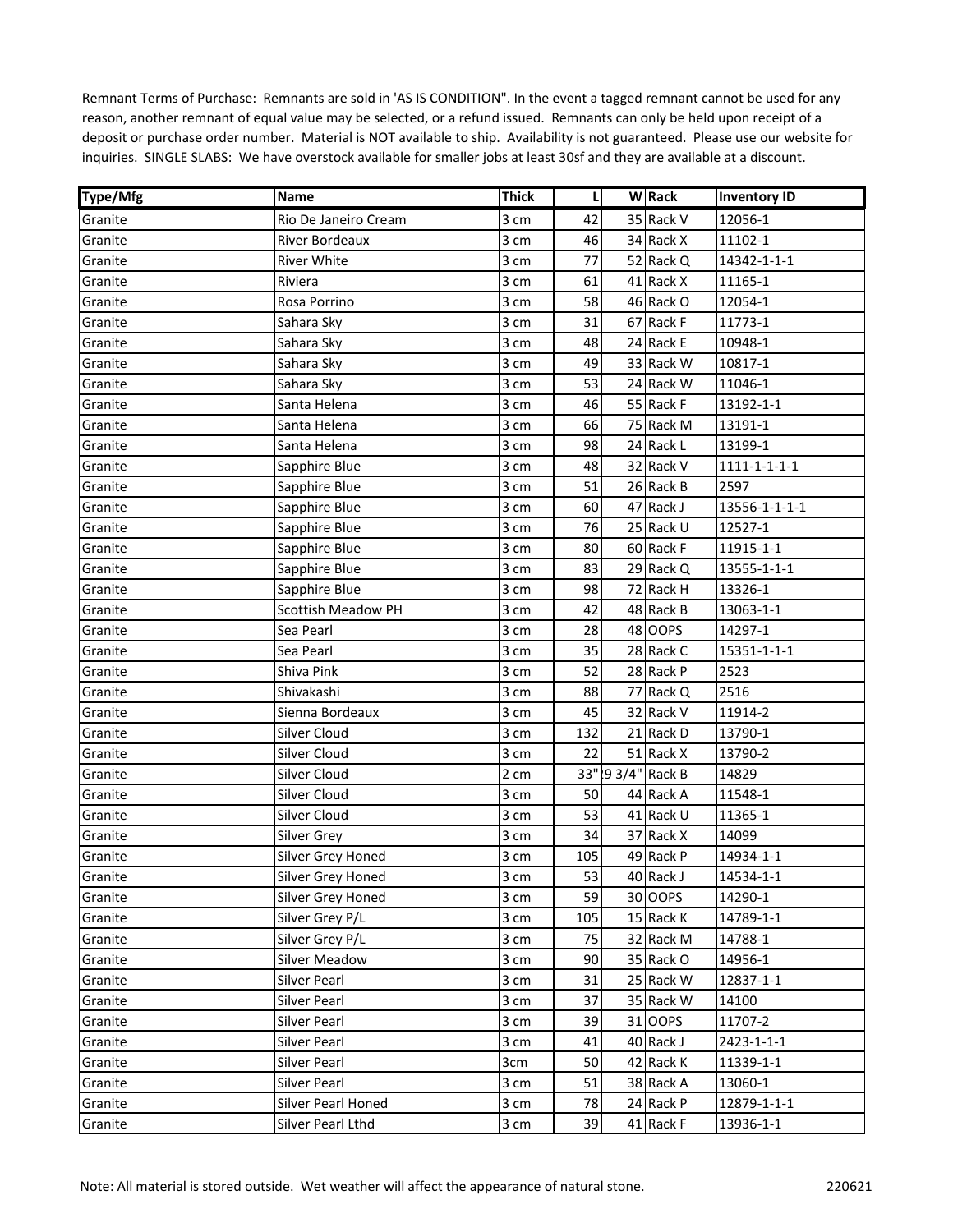Remnant Terms of Purchase: Remnants are sold in 'AS IS CONDITION". In the event a tagged remnant cannot be used for any reason, another remnant of equal value may be selected, or a refund issued. Remnants can only be held upon receipt of a deposit or purchase order number. Material is NOT available to ship. Availability is not guaranteed. Please use our website for inquiries. SINGLE SLABS: We have overstock available for smaller jobs at least 30sf and they are available at a discount.

| Type/Mfg | Name | Thick | L | W | Rack | Inventory ID |
|---|---|---|---|---|---|---|
| Granite | Rio De Janeiro Cream | 3 cm | 42 | 35 | Rack V | 12056-1 |
| Granite | River Bordeaux | 3 cm | 46 | 34 | Rack X | 11102-1 |
| Granite | River White | 3 cm | 77 | 52 | Rack Q | 14342-1-1-1 |
| Granite | Riviera | 3 cm | 61 | 41 | Rack X | 11165-1 |
| Granite | Rosa Porrino | 3 cm | 58 | 46 | Rack O | 12054-1 |
| Granite | Sahara Sky | 3 cm | 31 | 67 | Rack F | 11773-1 |
| Granite | Sahara Sky | 3 cm | 48 | 24 | Rack E | 10948-1 |
| Granite | Sahara Sky | 3 cm | 49 | 33 | Rack W | 10817-1 |
| Granite | Sahara Sky | 3 cm | 53 | 24 | Rack W | 11046-1 |
| Granite | Santa Helena | 3 cm | 46 | 55 | Rack F | 13192-1-1 |
| Granite | Santa Helena | 3 cm | 66 | 75 | Rack M | 13191-1 |
| Granite | Santa Helena | 3 cm | 98 | 24 | Rack L | 13199-1 |
| Granite | Sapphire Blue | 3 cm | 48 | 32 | Rack V | 1111-1-1-1-1 |
| Granite | Sapphire Blue | 3 cm | 51 | 26 | Rack B | 2597 |
| Granite | Sapphire Blue | 3 cm | 60 | 47 | Rack J | 13556-1-1-1-1 |
| Granite | Sapphire Blue | 3 cm | 76 | 25 | Rack U | 12527-1 |
| Granite | Sapphire Blue | 3 cm | 80 | 60 | Rack F | 11915-1-1 |
| Granite | Sapphire Blue | 3 cm | 83 | 29 | Rack Q | 13555-1-1-1 |
| Granite | Sapphire Blue | 3 cm | 98 | 72 | Rack H | 13326-1 |
| Granite | Scottish Meadow PH | 3 cm | 42 | 48 | Rack B | 13063-1-1 |
| Granite | Sea Pearl | 3 cm | 28 | 48 | OOPS | 14297-1 |
| Granite | Sea Pearl | 3 cm | 35 | 28 | Rack C | 15351-1-1-1 |
| Granite | Shiva Pink | 3 cm | 52 | 28 | Rack P | 2523 |
| Granite | Shivakashi | 3 cm | 88 | 77 | Rack Q | 2516 |
| Granite | Sienna Bordeaux | 3 cm | 45 | 32 | Rack V | 11914-2 |
| Granite | Silver Cloud | 3 cm | 132 | 21 | Rack D | 13790-1 |
| Granite | Silver Cloud | 3 cm | 22 | 51 | Rack X | 13790-2 |
| Granite | Silver Cloud | 2 cm | 33" | 9 3/4" | Rack B | 14829 |
| Granite | Silver Cloud | 3 cm | 50 | 44 | Rack A | 11548-1 |
| Granite | Silver Cloud | 3 cm | 53 | 41 | Rack U | 11365-1 |
| Granite | Silver Grey | 3 cm | 34 | 37 | Rack X | 14099 |
| Granite | Silver Grey Honed | 3 cm | 105 | 49 | Rack P | 14934-1-1 |
| Granite | Silver Grey Honed | 3 cm | 53 | 40 | Rack J | 14534-1-1 |
| Granite | Silver Grey Honed | 3 cm | 59 | 30 | OOPS | 14290-1 |
| Granite | Silver Grey P/L | 3 cm | 105 | 15 | Rack K | 14789-1-1 |
| Granite | Silver Grey P/L | 3 cm | 75 | 32 | Rack M | 14788-1 |
| Granite | Silver Meadow | 3 cm | 90 | 35 | Rack O | 14956-1 |
| Granite | Silver Pearl | 3 cm | 31 | 25 | Rack W | 12837-1-1 |
| Granite | Silver Pearl | 3 cm | 37 | 35 | Rack W | 14100 |
| Granite | Silver Pearl | 3 cm | 39 | 31 | OOPS | 11707-2 |
| Granite | Silver Pearl | 3 cm | 41 | 40 | Rack J | 2423-1-1-1 |
| Granite | Silver Pearl | 3cm | 50 | 42 | Rack K | 11339-1-1 |
| Granite | Silver Pearl | 3 cm | 51 | 38 | Rack A | 13060-1 |
| Granite | Silver Pearl Honed | 3 cm | 78 | 24 | Rack P | 12879-1-1-1 |
| Granite | Silver Pearl Lthd | 3 cm | 39 | 41 | Rack F | 13936-1-1 |

Note: All material is stored outside. Wet weather will affect the appearance of natural stone. 220621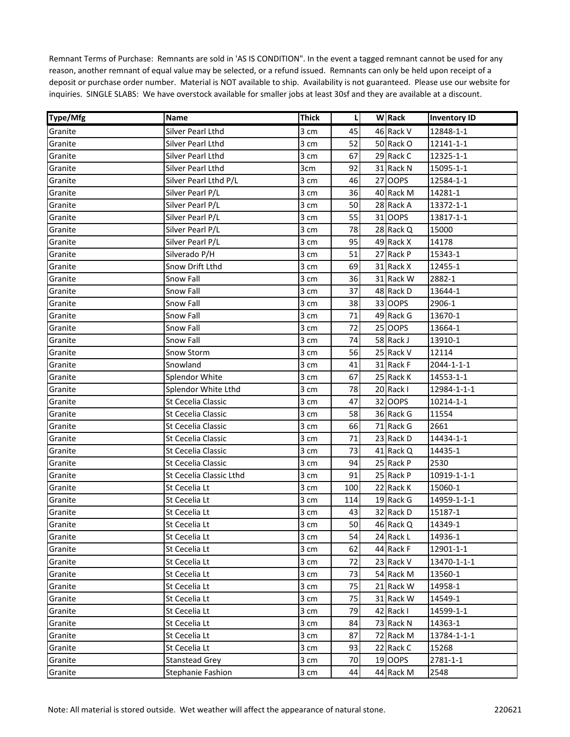Remnant Terms of Purchase: Remnants are sold in 'AS IS CONDITION". In the event a tagged remnant cannot be used for any reason, another remnant of equal value may be selected, or a refund issued. Remnants can only be held upon receipt of a deposit or purchase order number. Material is NOT available to ship. Availability is not guaranteed. Please use our website for inquiries. SINGLE SLABS: We have overstock available for smaller jobs at least 30sf and they are available at a discount.

| Type/Mfg | Name | Thick | L | W | Rack | Inventory ID |
|---|---|---|---|---|---|---|
| Granite | Silver Pearl Lthd | 3 cm | 45 | 46 | Rack V | 12848-1-1 |
| Granite | Silver Pearl Lthd | 3 cm | 52 | 50 | Rack O | 12141-1-1 |
| Granite | Silver Pearl Lthd | 3 cm | 67 | 29 | Rack C | 12325-1-1 |
| Granite | Silver Pearl Lthd | 3cm | 92 | 31 | Rack N | 15095-1-1 |
| Granite | Silver Pearl Lthd P/L | 3 cm | 46 | 27 | OOPS | 12584-1-1 |
| Granite | Silver Pearl P/L | 3 cm | 36 | 40 | Rack M | 14281-1 |
| Granite | Silver Pearl P/L | 3 cm | 50 | 28 | Rack A | 13372-1-1 |
| Granite | Silver Pearl P/L | 3 cm | 55 | 31 | OOPS | 13817-1-1 |
| Granite | Silver Pearl P/L | 3 cm | 78 | 28 | Rack Q | 15000 |
| Granite | Silver Pearl P/L | 3 cm | 95 | 49 | Rack X | 14178 |
| Granite | Silverado P/H | 3 cm | 51 | 27 | Rack P | 15343-1 |
| Granite | Snow Drift Lthd | 3 cm | 69 | 31 | Rack X | 12455-1 |
| Granite | Snow Fall | 3 cm | 36 | 31 | Rack W | 2882-1 |
| Granite | Snow Fall | 3 cm | 37 | 48 | Rack D | 13644-1 |
| Granite | Snow Fall | 3 cm | 38 | 33 | OOPS | 2906-1 |
| Granite | Snow Fall | 3 cm | 71 | 49 | Rack G | 13670-1 |
| Granite | Snow Fall | 3 cm | 72 | 25 | OOPS | 13664-1 |
| Granite | Snow Fall | 3 cm | 74 | 58 | Rack J | 13910-1 |
| Granite | Snow Storm | 3 cm | 56 | 25 | Rack V | 12114 |
| Granite | Snowland | 3 cm | 41 | 31 | Rack F | 2044-1-1-1 |
| Granite | Splendor White | 3 cm | 67 | 25 | Rack K | 14553-1-1 |
| Granite | Splendor White Lthd | 3 cm | 78 | 20 | Rack I | 12984-1-1-1 |
| Granite | St Cecelia Classic | 3 cm | 47 | 32 | OOPS | 10214-1-1 |
| Granite | St Cecelia Classic | 3 cm | 58 | 36 | Rack G | 11554 |
| Granite | St Cecelia Classic | 3 cm | 66 | 71 | Rack G | 2661 |
| Granite | St Cecelia Classic | 3 cm | 71 | 23 | Rack D | 14434-1-1 |
| Granite | St Cecelia Classic | 3 cm | 73 | 41 | Rack Q | 14435-1 |
| Granite | St Cecelia Classic | 3 cm | 94 | 25 | Rack P | 2530 |
| Granite | St Cecelia Classic Lthd | 3 cm | 91 | 25 | Rack P | 10919-1-1-1 |
| Granite | St Cecelia Lt | 3 cm | 100 | 22 | Rack K | 15060-1 |
| Granite | St Cecelia Lt | 3 cm | 114 | 19 | Rack G | 14959-1-1-1 |
| Granite | St Cecelia Lt | 3 cm | 43 | 32 | Rack D | 15187-1 |
| Granite | St Cecelia Lt | 3 cm | 50 | 46 | Rack Q | 14349-1 |
| Granite | St Cecelia Lt | 3 cm | 54 | 24 | Rack L | 14936-1 |
| Granite | St Cecelia Lt | 3 cm | 62 | 44 | Rack F | 12901-1-1 |
| Granite | St Cecelia Lt | 3 cm | 72 | 23 | Rack V | 13470-1-1-1 |
| Granite | St Cecelia Lt | 3 cm | 73 | 54 | Rack M | 13560-1 |
| Granite | St Cecelia Lt | 3 cm | 75 | 21 | Rack W | 14958-1 |
| Granite | St Cecelia Lt | 3 cm | 75 | 31 | Rack W | 14549-1 |
| Granite | St Cecelia Lt | 3 cm | 79 | 42 | Rack I | 14599-1-1 |
| Granite | St Cecelia Lt | 3 cm | 84 | 73 | Rack N | 14363-1 |
| Granite | St Cecelia Lt | 3 cm | 87 | 72 | Rack M | 13784-1-1-1 |
| Granite | St Cecelia Lt | 3 cm | 93 | 22 | Rack C | 15268 |
| Granite | Stanstead Grey | 3 cm | 70 | 19 | OOPS | 2781-1-1 |
| Granite | Stephanie Fashion | 3 cm | 44 | 44 | Rack M | 2548 |

Note: All material is stored outside. Wet weather will affect the appearance of natural stone. 220621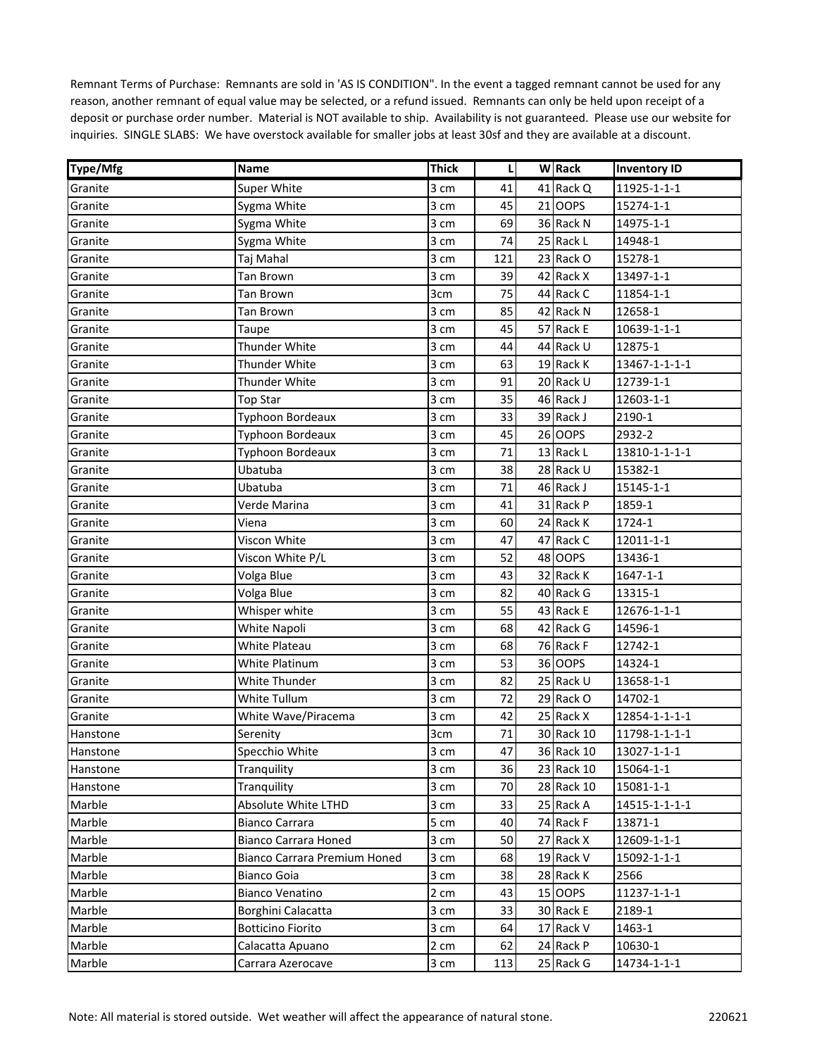Remnant Terms of Purchase: Remnants are sold in 'AS IS CONDITION". In the event a tagged remnant cannot be used for any reason, another remnant of equal value may be selected, or a refund issued. Remnants can only be held upon receipt of a deposit or purchase order number. Material is NOT available to ship. Availability is not guaranteed. Please use our website for inquiries. SINGLE SLABS: We have overstock available for smaller jobs at least 30sf and they are available at a discount.

| Type/Mfg | Name | Thick | L | W | Rack | Inventory ID |
|---|---|---|---|---|---|---|
| Granite | Super White | 3 cm | 41 | 41 | Rack Q | 11925-1-1-1 |
| Granite | Sygma White | 3 cm | 45 | 21 | OOPS | 15274-1-1 |
| Granite | Sygma White | 3 cm | 69 | 36 | Rack N | 14975-1-1 |
| Granite | Sygma White | 3 cm | 74 | 25 | Rack L | 14948-1 |
| Granite | Taj Mahal | 3 cm | 121 | 23 | Rack O | 15278-1 |
| Granite | Tan Brown | 3 cm | 39 | 42 | Rack X | 13497-1-1 |
| Granite | Tan Brown | 3cm | 75 | 44 | Rack C | 11854-1-1 |
| Granite | Tan Brown | 3 cm | 85 | 42 | Rack N | 12658-1 |
| Granite | Taupe | 3 cm | 45 | 57 | Rack E | 10639-1-1-1 |
| Granite | Thunder White | 3 cm | 44 | 44 | Rack U | 12875-1 |
| Granite | Thunder White | 3 cm | 63 | 19 | Rack K | 13467-1-1-1-1 |
| Granite | Thunder White | 3 cm | 91 | 20 | Rack U | 12739-1-1 |
| Granite | Top Star | 3 cm | 35 | 46 | Rack J | 12603-1-1 |
| Granite | Typhoon Bordeaux | 3 cm | 33 | 39 | Rack J | 2190-1 |
| Granite | Typhoon Bordeaux | 3 cm | 45 | 26 | OOPS | 2932-2 |
| Granite | Typhoon Bordeaux | 3 cm | 71 | 13 | Rack L | 13810-1-1-1-1 |
| Granite | Ubatuba | 3 cm | 38 | 28 | Rack U | 15382-1 |
| Granite | Ubatuba | 3 cm | 71 | 46 | Rack J | 15145-1-1 |
| Granite | Verde Marina | 3 cm | 41 | 31 | Rack P | 1859-1 |
| Granite | Viena | 3 cm | 60 | 24 | Rack K | 1724-1 |
| Granite | Viscon White | 3 cm | 47 | 47 | Rack C | 12011-1-1 |
| Granite | Viscon White P/L | 3 cm | 52 | 48 | OOPS | 13436-1 |
| Granite | Volga Blue | 3 cm | 43 | 32 | Rack K | 1647-1-1 |
| Granite | Volga Blue | 3 cm | 82 | 40 | Rack G | 13315-1 |
| Granite | Whisper white | 3 cm | 55 | 43 | Rack E | 12676-1-1-1 |
| Granite | White Napoli | 3 cm | 68 | 42 | Rack G | 14596-1 |
| Granite | White Plateau | 3 cm | 68 | 76 | Rack F | 12742-1 |
| Granite | White Platinum | 3 cm | 53 | 36 | OOPS | 14324-1 |
| Granite | White Thunder | 3 cm | 82 | 25 | Rack U | 13658-1-1 |
| Granite | White Tullum | 3 cm | 72 | 29 | Rack O | 14702-1 |
| Granite | White Wave/Piracema | 3 cm | 42 | 25 | Rack X | 12854-1-1-1-1 |
| Hanstone | Serenity | 3cm | 71 | 30 | Rack 10 | 11798-1-1-1-1 |
| Hanstone | Specchio White | 3 cm | 47 | 36 | Rack 10 | 13027-1-1-1 |
| Hanstone | Tranquility | 3 cm | 36 | 23 | Rack 10 | 15064-1-1 |
| Hanstone | Tranquility | 3 cm | 70 | 28 | Rack 10 | 15081-1-1 |
| Marble | Absolute White LTHD | 3 cm | 33 | 25 | Rack A | 14515-1-1-1-1 |
| Marble | Bianco Carrara | 5 cm | 40 | 74 | Rack F | 13871-1 |
| Marble | Bianco Carrara Honed | 3 cm | 50 | 27 | Rack X | 12609-1-1-1 |
| Marble | Bianco Carrara Premium Honed | 3 cm | 68 | 19 | Rack V | 15092-1-1-1 |
| Marble | Bianco Goia | 3 cm | 38 | 28 | Rack K | 2566 |
| Marble | Bianco Venatino | 2 cm | 43 | 15 | OOPS | 11237-1-1-1 |
| Marble | Borghini Calacatta | 3 cm | 33 | 30 | Rack E | 2189-1 |
| Marble | Botticino Fiorito | 3 cm | 64 | 17 | Rack V | 1463-1 |
| Marble | Calacatta Apuano | 2 cm | 62 | 24 | Rack P | 10630-1 |
| Marble | Carrara Azerocave | 3 cm | 113 | 25 | Rack G | 14734-1-1-1 |

Note: All material is stored outside. Wet weather will affect the appearance of natural stone.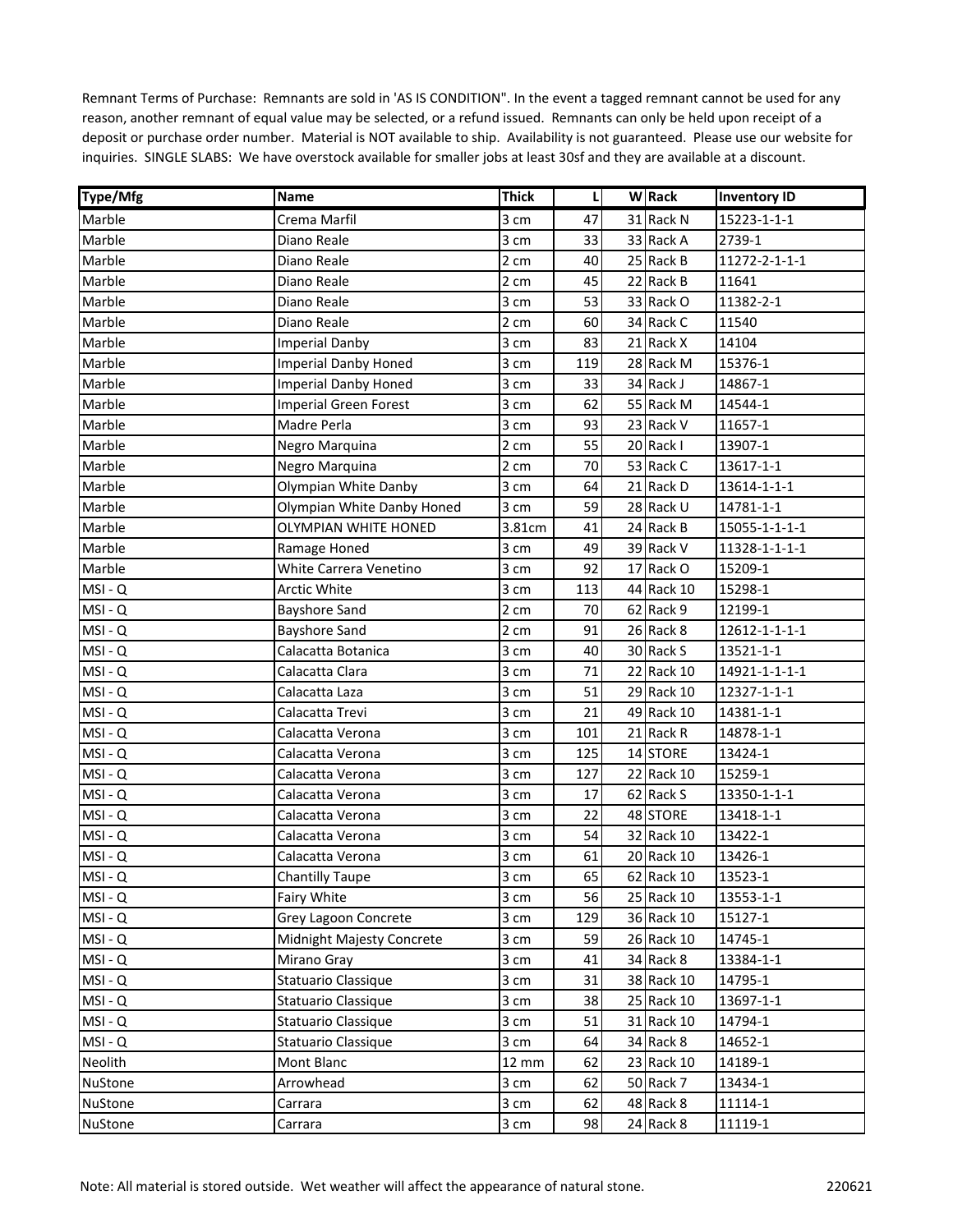Remnant Terms of Purchase: Remnants are sold in 'AS IS CONDITION". In the event a tagged remnant cannot be used for any reason, another remnant of equal value may be selected, or a refund issued. Remnants can only be held upon receipt of a deposit or purchase order number. Material is NOT available to ship. Availability is not guaranteed. Please use our website for inquiries. SINGLE SLABS: We have overstock available for smaller jobs at least 30sf and they are available at a discount.

| Type/Mfg | Name | Thick | L | W | Rack | Inventory ID |
|---|---|---|---|---|---|---|
| Marble | Crema Marfil | 3 cm | 47 | 31 | Rack N | 15223-1-1-1 |
| Marble | Diano Reale | 3 cm | 33 | 33 | Rack A | 2739-1 |
| Marble | Diano Reale | 2 cm | 40 | 25 | Rack B | 11272-2-1-1-1 |
| Marble | Diano Reale | 2 cm | 45 | 22 | Rack B | 11641 |
| Marble | Diano Reale | 3 cm | 53 | 33 | Rack O | 11382-2-1 |
| Marble | Diano Reale | 2 cm | 60 | 34 | Rack C | 11540 |
| Marble | Imperial Danby | 3 cm | 83 | 21 | Rack X | 14104 |
| Marble | Imperial Danby Honed | 3 cm | 119 | 28 | Rack M | 15376-1 |
| Marble | Imperial Danby Honed | 3 cm | 33 | 34 | Rack J | 14867-1 |
| Marble | Imperial Green Forest | 3 cm | 62 | 55 | Rack M | 14544-1 |
| Marble | Madre Perla | 3 cm | 93 | 23 | Rack V | 11657-1 |
| Marble | Negro Marquina | 2 cm | 55 | 20 | Rack I | 13907-1 |
| Marble | Negro Marquina | 2 cm | 70 | 53 | Rack C | 13617-1-1 |
| Marble | Olympian White Danby | 3 cm | 64 | 21 | Rack D | 13614-1-1-1 |
| Marble | Olympian White Danby Honed | 3 cm | 59 | 28 | Rack U | 14781-1-1 |
| Marble | OLYMPIAN WHITE HONED | 3.81cm | 41 | 24 | Rack B | 15055-1-1-1-1 |
| Marble | Ramage Honed | 3 cm | 49 | 39 | Rack V | 11328-1-1-1-1 |
| Marble | White Carrera Venetino | 3 cm | 92 | 17 | Rack O | 15209-1 |
| MSI - Q | Arctic White | 3 cm | 113 | 44 | Rack 10 | 15298-1 |
| MSI - Q | Bayshore Sand | 2 cm | 70 | 62 | Rack 9 | 12199-1 |
| MSI - Q | Bayshore Sand | 2 cm | 91 | 26 | Rack 8 | 12612-1-1-1-1 |
| MSI - Q | Calacatta Botanica | 3 cm | 40 | 30 | Rack S | 13521-1-1 |
| MSI - Q | Calacatta Clara | 3 cm | 71 | 22 | Rack 10 | 14921-1-1-1-1 |
| MSI - Q | Calacatta Laza | 3 cm | 51 | 29 | Rack 10 | 12327-1-1-1 |
| MSI - Q | Calacatta Trevi | 3 cm | 21 | 49 | Rack 10 | 14381-1-1 |
| MSI - Q | Calacatta Verona | 3 cm | 101 | 21 | Rack R | 14878-1-1 |
| MSI - Q | Calacatta Verona | 3 cm | 125 | 14 | STORE | 13424-1 |
| MSI - Q | Calacatta Verona | 3 cm | 127 | 22 | Rack 10 | 15259-1 |
| MSI - Q | Calacatta Verona | 3 cm | 17 | 62 | Rack S | 13350-1-1-1 |
| MSI - Q | Calacatta Verona | 3 cm | 22 | 48 | STORE | 13418-1-1 |
| MSI - Q | Calacatta Verona | 3 cm | 54 | 32 | Rack 10 | 13422-1 |
| MSI - Q | Calacatta Verona | 3 cm | 61 | 20 | Rack 10 | 13426-1 |
| MSI - Q | Chantilly Taupe | 3 cm | 65 | 62 | Rack 10 | 13523-1 |
| MSI - Q | Fairy White | 3 cm | 56 | 25 | Rack 10 | 13553-1-1 |
| MSI - Q | Grey Lagoon Concrete | 3 cm | 129 | 36 | Rack 10 | 15127-1 |
| MSI - Q | Midnight Majesty Concrete | 3 cm | 59 | 26 | Rack 10 | 14745-1 |
| MSI - Q | Mirano Gray | 3 cm | 41 | 34 | Rack 8 | 13384-1-1 |
| MSI - Q | Statuario Classique | 3 cm | 31 | 38 | Rack 10 | 14795-1 |
| MSI - Q | Statuario Classique | 3 cm | 38 | 25 | Rack 10 | 13697-1-1 |
| MSI - Q | Statuario Classique | 3 cm | 51 | 31 | Rack 10 | 14794-1 |
| MSI - Q | Statuario Classique | 3 cm | 64 | 34 | Rack 8 | 14652-1 |
| Neolith | Mont Blanc | 12 mm | 62 | 23 | Rack 10 | 14189-1 |
| NuStone | Arrowhead | 3 cm | 62 | 50 | Rack 7 | 13434-1 |
| NuStone | Carrara | 3 cm | 62 | 48 | Rack 8 | 11114-1 |
| NuStone | Carrara | 3 cm | 98 | 24 | Rack 8 | 11119-1 |

Note: All material is stored outside. Wet weather will affect the appearance of natural stone. 220621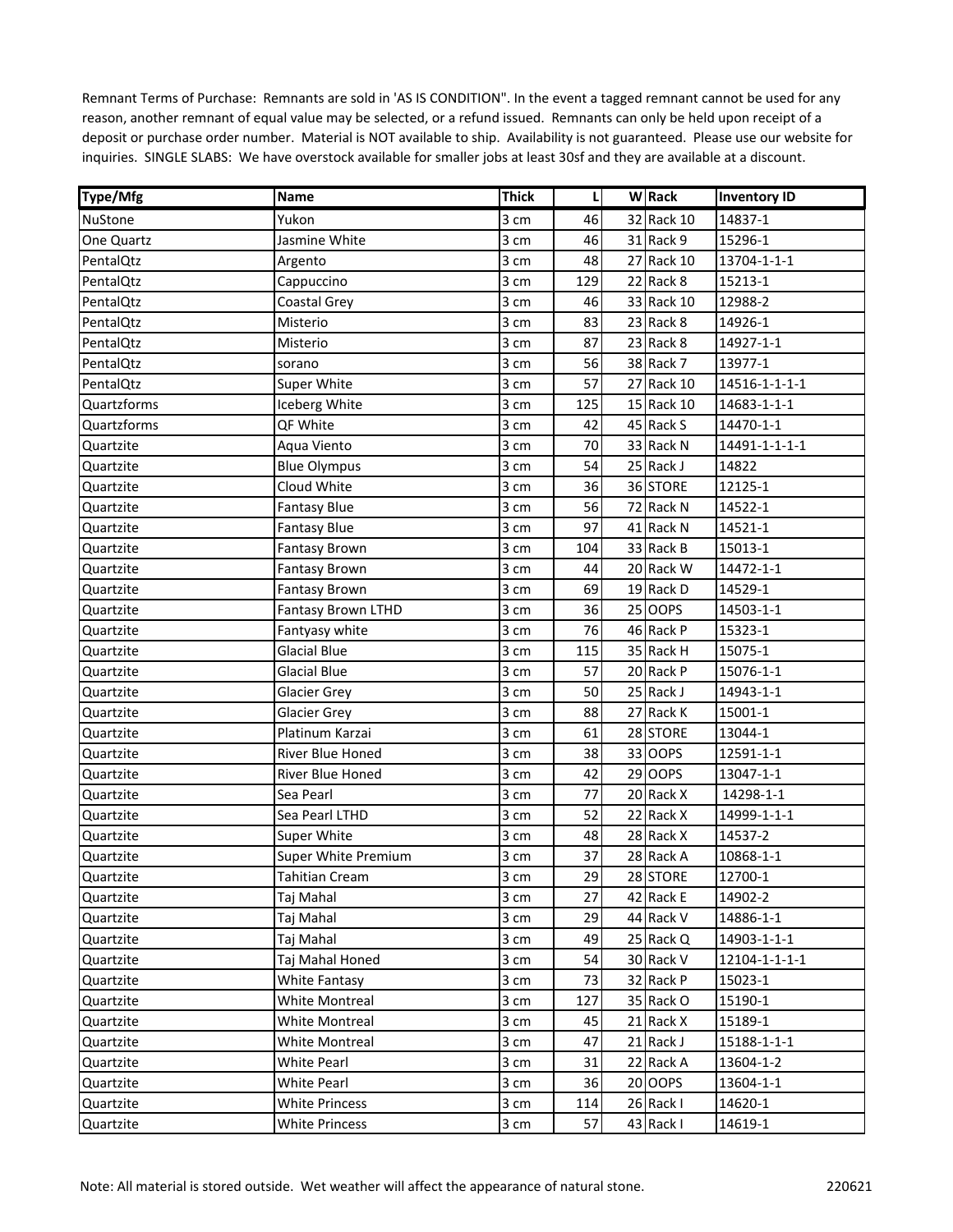Remnant Terms of Purchase: Remnants are sold in 'AS IS CONDITION". In the event a tagged remnant cannot be used for any reason, another remnant of equal value may be selected, or a refund issued. Remnants can only be held upon receipt of a deposit or purchase order number. Material is NOT available to ship. Availability is not guaranteed. Please use our website for inquiries. SINGLE SLABS: We have overstock available for smaller jobs at least 30sf and they are available at a discount.

| Type/Mfg | Name | Thick | L | W | Rack | Inventory ID |
|---|---|---|---|---|---|---|
| NuStone | Yukon | 3 cm | 46 | 32 | Rack 10 | 14837-1 |
| One Quartz | Jasmine White | 3 cm | 46 | 31 | Rack 9 | 15296-1 |
| PentalQtz | Argento | 3 cm | 48 | 27 | Rack 10 | 13704-1-1-1 |
| PentalQtz | Cappuccino | 3 cm | 129 | 22 | Rack 8 | 15213-1 |
| PentalQtz | Coastal Grey | 3 cm | 46 | 33 | Rack 10 | 12988-2 |
| PentalQtz | Misterio | 3 cm | 83 | 23 | Rack 8 | 14926-1 |
| PentalQtz | Misterio | 3 cm | 87 | 23 | Rack 8 | 14927-1-1 |
| PentalQtz | sorano | 3 cm | 56 | 38 | Rack 7 | 13977-1 |
| PentalQtz | Super White | 3 cm | 57 | 27 | Rack 10 | 14516-1-1-1-1 |
| Quartzforms | Iceberg White | 3 cm | 125 | 15 | Rack 10 | 14683-1-1-1 |
| Quartzforms | QF White | 3 cm | 42 | 45 | Rack S | 14470-1-1 |
| Quartzite | Aqua Viento | 3 cm | 70 | 33 | Rack N | 14491-1-1-1-1 |
| Quartzite | Blue Olympus | 3 cm | 54 | 25 | Rack J | 14822 |
| Quartzite | Cloud White | 3 cm | 36 | 36 | STORE | 12125-1 |
| Quartzite | Fantasy Blue | 3 cm | 56 | 72 | Rack N | 14522-1 |
| Quartzite | Fantasy Blue | 3 cm | 97 | 41 | Rack N | 14521-1 |
| Quartzite | Fantasy Brown | 3 cm | 104 | 33 | Rack B | 15013-1 |
| Quartzite | Fantasy Brown | 3 cm | 44 | 20 | Rack W | 14472-1-1 |
| Quartzite | Fantasy Brown | 3 cm | 69 | 19 | Rack D | 14529-1 |
| Quartzite | Fantasy Brown LTHD | 3 cm | 36 | 25 | OOPS | 14503-1-1 |
| Quartzite | Fantyasy white | 3 cm | 76 | 46 | Rack P | 15323-1 |
| Quartzite | Glacial Blue | 3 cm | 115 | 35 | Rack H | 15075-1 |
| Quartzite | Glacial Blue | 3 cm | 57 | 20 | Rack P | 15076-1-1 |
| Quartzite | Glacier Grey | 3 cm | 50 | 25 | Rack J | 14943-1-1 |
| Quartzite | Glacier Grey | 3 cm | 88 | 27 | Rack K | 15001-1 |
| Quartzite | Platinum Karzai | 3 cm | 61 | 28 | STORE | 13044-1 |
| Quartzite | River Blue Honed | 3 cm | 38 | 33 | OOPS | 12591-1-1 |
| Quartzite | River Blue Honed | 3 cm | 42 | 29 | OOPS | 13047-1-1 |
| Quartzite | Sea Pearl | 3 cm | 77 | 20 | Rack X | 14298-1-1 |
| Quartzite | Sea Pearl LTHD | 3 cm | 52 | 22 | Rack X | 14999-1-1-1 |
| Quartzite | Super White | 3 cm | 48 | 28 | Rack X | 14537-2 |
| Quartzite | Super White Premium | 3 cm | 37 | 28 | Rack A | 10868-1-1 |
| Quartzite | Tahitian Cream | 3 cm | 29 | 28 | STORE | 12700-1 |
| Quartzite | Taj Mahal | 3 cm | 27 | 42 | Rack E | 14902-2 |
| Quartzite | Taj Mahal | 3 cm | 29 | 44 | Rack V | 14886-1-1 |
| Quartzite | Taj Mahal | 3 cm | 49 | 25 | Rack Q | 14903-1-1-1 |
| Quartzite | Taj Mahal Honed | 3 cm | 54 | 30 | Rack V | 12104-1-1-1-1 |
| Quartzite | White Fantasy | 3 cm | 73 | 32 | Rack P | 15023-1 |
| Quartzite | White Montreal | 3 cm | 127 | 35 | Rack O | 15190-1 |
| Quartzite | White Montreal | 3 cm | 45 | 21 | Rack X | 15189-1 |
| Quartzite | White Montreal | 3 cm | 47 | 21 | Rack J | 15188-1-1-1 |
| Quartzite | White Pearl | 3 cm | 31 | 22 | Rack A | 13604-1-2 |
| Quartzite | White Pearl | 3 cm | 36 | 20 | OOPS | 13604-1-1 |
| Quartzite | White Princess | 3 cm | 114 | 26 | Rack I | 14620-1 |
| Quartzite | White Princess | 3 cm | 57 | 43 | Rack I | 14619-1 |

Note: All material is stored outside. Wet weather will affect the appearance of natural stone. 220621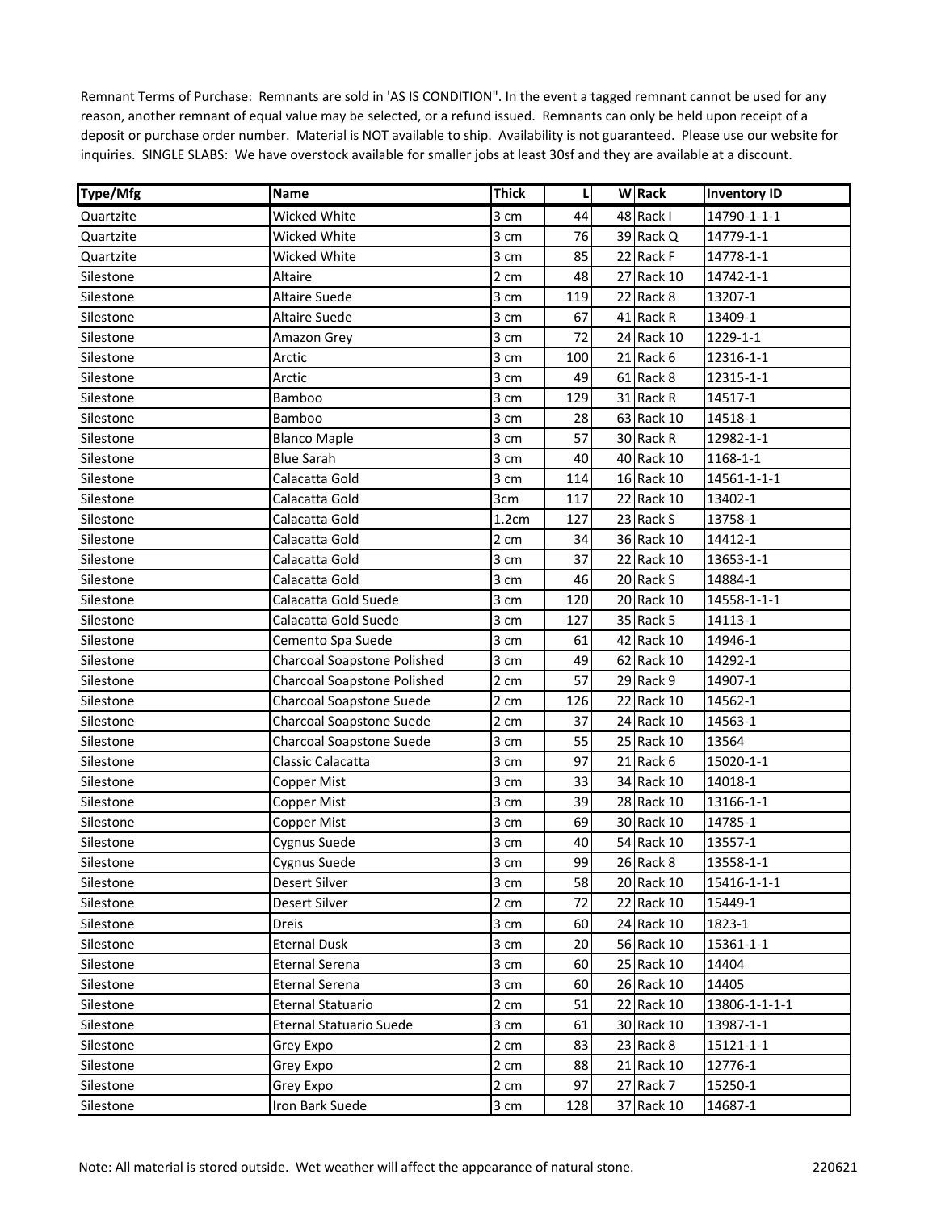Remnant Terms of Purchase: Remnants are sold in 'AS IS CONDITION". In the event a tagged remnant cannot be used for any reason, another remnant of equal value may be selected, or a refund issued. Remnants can only be held upon receipt of a deposit or purchase order number. Material is NOT available to ship. Availability is not guaranteed. Please use our website for inquiries. SINGLE SLABS: We have overstock available for smaller jobs at least 30sf and they are available at a discount.

| Type/Mfg | Name | Thick | L | W | Rack | Inventory ID |
|---|---|---|---|---|---|---|
| Quartzite | Wicked White | 3 cm | 44 | 48 | Rack I | 14790-1-1-1 |
| Quartzite | Wicked White | 3 cm | 76 | 39 | Rack Q | 14779-1-1 |
| Quartzite | Wicked White | 3 cm | 85 | 22 | Rack F | 14778-1-1 |
| Silestone | Altaire | 2 cm | 48 | 27 | Rack 10 | 14742-1-1 |
| Silestone | Altaire Suede | 3 cm | 119 | 22 | Rack 8 | 13207-1 |
| Silestone | Altaire Suede | 3 cm | 67 | 41 | Rack R | 13409-1 |
| Silestone | Amazon Grey | 3 cm | 72 | 24 | Rack 10 | 1229-1-1 |
| Silestone | Arctic | 3 cm | 100 | 21 | Rack 6 | 12316-1-1 |
| Silestone | Arctic | 3 cm | 49 | 61 | Rack 8 | 12315-1-1 |
| Silestone | Bamboo | 3 cm | 129 | 31 | Rack R | 14517-1 |
| Silestone | Bamboo | 3 cm | 28 | 63 | Rack 10 | 14518-1 |
| Silestone | Blanco Maple | 3 cm | 57 | 30 | Rack R | 12982-1-1 |
| Silestone | Blue Sarah | 3 cm | 40 | 40 | Rack 10 | 1168-1-1 |
| Silestone | Calacatta Gold | 3 cm | 114 | 16 | Rack 10 | 14561-1-1-1 |
| Silestone | Calacatta Gold | 3cm | 117 | 22 | Rack 10 | 13402-1 |
| Silestone | Calacatta Gold | 1.2cm | 127 | 23 | Rack S | 13758-1 |
| Silestone | Calacatta Gold | 2 cm | 34 | 36 | Rack 10 | 14412-1 |
| Silestone | Calacatta Gold | 3 cm | 37 | 22 | Rack 10 | 13653-1-1 |
| Silestone | Calacatta Gold | 3 cm | 46 | 20 | Rack S | 14884-1 |
| Silestone | Calacatta Gold Suede | 3 cm | 120 | 20 | Rack 10 | 14558-1-1-1 |
| Silestone | Calacatta Gold Suede | 3 cm | 127 | 35 | Rack 5 | 14113-1 |
| Silestone | Cemento Spa Suede | 3 cm | 61 | 42 | Rack 10 | 14946-1 |
| Silestone | Charcoal Soapstone Polished | 3 cm | 49 | 62 | Rack 10 | 14292-1 |
| Silestone | Charcoal Soapstone Polished | 2 cm | 57 | 29 | Rack 9 | 14907-1 |
| Silestone | Charcoal Soapstone Suede | 2 cm | 126 | 22 | Rack 10 | 14562-1 |
| Silestone | Charcoal Soapstone Suede | 2 cm | 37 | 24 | Rack 10 | 14563-1 |
| Silestone | Charcoal Soapstone Suede | 3 cm | 55 | 25 | Rack 10 | 13564 |
| Silestone | Classic Calacatta | 3 cm | 97 | 21 | Rack 6 | 15020-1-1 |
| Silestone | Copper Mist | 3 cm | 33 | 34 | Rack 10 | 14018-1 |
| Silestone | Copper Mist | 3 cm | 39 | 28 | Rack 10 | 13166-1-1 |
| Silestone | Copper Mist | 3 cm | 69 | 30 | Rack 10 | 14785-1 |
| Silestone | Cygnus Suede | 3 cm | 40 | 54 | Rack 10 | 13557-1 |
| Silestone | Cygnus Suede | 3 cm | 99 | 26 | Rack 8 | 13558-1-1 |
| Silestone | Desert Silver | 3 cm | 58 | 20 | Rack 10 | 15416-1-1-1 |
| Silestone | Desert Silver | 2 cm | 72 | 22 | Rack 10 | 15449-1 |
| Silestone | Dreis | 3 cm | 60 | 24 | Rack 10 | 1823-1 |
| Silestone | Eternal Dusk | 3 cm | 20 | 56 | Rack 10 | 15361-1-1 |
| Silestone | Eternal Serena | 3 cm | 60 | 25 | Rack 10 | 14404 |
| Silestone | Eternal Serena | 3 cm | 60 | 26 | Rack 10 | 14405 |
| Silestone | Eternal Statuario | 2 cm | 51 | 22 | Rack 10 | 13806-1-1-1-1 |
| Silestone | Eternal Statuario Suede | 3 cm | 61 | 30 | Rack 10 | 13987-1-1 |
| Silestone | Grey Expo | 2 cm | 83 | 23 | Rack 8 | 15121-1-1 |
| Silestone | Grey Expo | 2 cm | 88 | 21 | Rack 10 | 12776-1 |
| Silestone | Grey Expo | 2 cm | 97 | 27 | Rack 7 | 15250-1 |
| Silestone | Iron Bark Suede | 3 cm | 128 | 37 | Rack 10 | 14687-1 |

Note: All material is stored outside. Wet weather will affect the appearance of natural stone.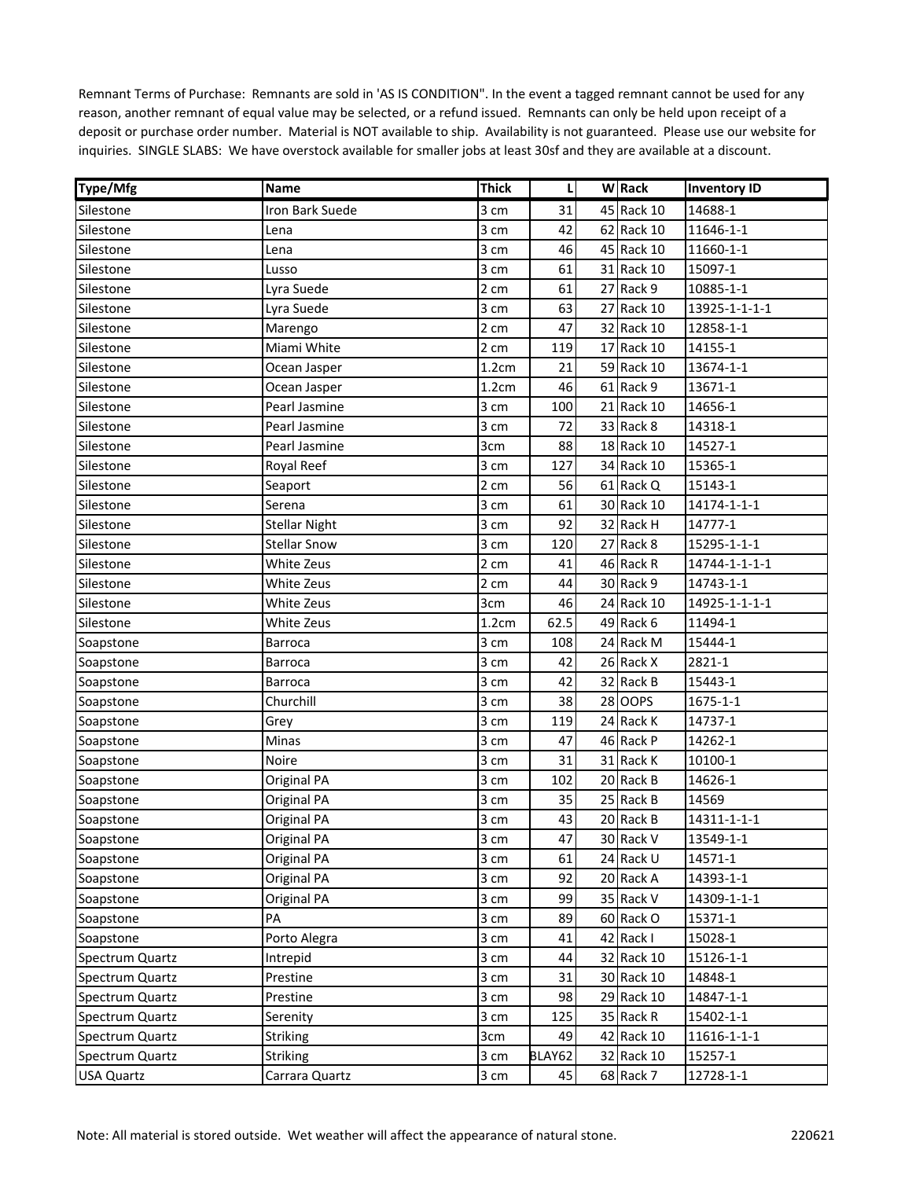Remnant Terms of Purchase: Remnants are sold in 'AS IS CONDITION". In the event a tagged remnant cannot be used for any reason, another remnant of equal value may be selected, or a refund issued. Remnants can only be held upon receipt of a deposit or purchase order number. Material is NOT available to ship. Availability is not guaranteed. Please use our website for inquiries. SINGLE SLABS: We have overstock available for smaller jobs at least 30sf and they are available at a discount.

| Type/Mfg | Name | Thick | L | W | Rack | Inventory ID |
|---|---|---|---|---|---|---|
| Silestone | Iron Bark Suede | 3 cm | 31 | 45 | Rack 10 | 14688-1 |
| Silestone | Lena | 3 cm | 42 | 62 | Rack 10 | 11646-1-1 |
| Silestone | Lena | 3 cm | 46 | 45 | Rack 10 | 11660-1-1 |
| Silestone | Lusso | 3 cm | 61 | 31 | Rack 10 | 15097-1 |
| Silestone | Lyra Suede | 2 cm | 61 | 27 | Rack 9 | 10885-1-1 |
| Silestone | Lyra Suede | 3 cm | 63 | 27 | Rack 10 | 13925-1-1-1-1 |
| Silestone | Marengo | 2 cm | 47 | 32 | Rack 10 | 12858-1-1 |
| Silestone | Miami White | 2 cm | 119 | 17 | Rack 10 | 14155-1 |
| Silestone | Ocean Jasper | 1.2cm | 21 | 59 | Rack 10 | 13674-1-1 |
| Silestone | Ocean Jasper | 1.2cm | 46 | 61 | Rack 9 | 13671-1 |
| Silestone | Pearl Jasmine | 3 cm | 100 | 21 | Rack 10 | 14656-1 |
| Silestone | Pearl Jasmine | 3 cm | 72 | 33 | Rack 8 | 14318-1 |
| Silestone | Pearl Jasmine | 3cm | 88 | 18 | Rack 10 | 14527-1 |
| Silestone | Royal Reef | 3 cm | 127 | 34 | Rack 10 | 15365-1 |
| Silestone | Seaport | 2 cm | 56 | 61 | Rack Q | 15143-1 |
| Silestone | Serena | 3 cm | 61 | 30 | Rack 10 | 14174-1-1-1 |
| Silestone | Stellar Night | 3 cm | 92 | 32 | Rack H | 14777-1 |
| Silestone | Stellar Snow | 3 cm | 120 | 27 | Rack 8 | 15295-1-1-1 |
| Silestone | White Zeus | 2 cm | 41 | 46 | Rack R | 14744-1-1-1-1 |
| Silestone | White Zeus | 2 cm | 44 | 30 | Rack 9 | 14743-1-1 |
| Silestone | White Zeus | 3cm | 46 | 24 | Rack 10 | 14925-1-1-1-1 |
| Silestone | White Zeus | 1.2cm | 62.5 | 49 | Rack 6 | 11494-1 |
| Soapstone | Barroca | 3 cm | 108 | 24 | Rack M | 15444-1 |
| Soapstone | Barroca | 3 cm | 42 | 26 | Rack X | 2821-1 |
| Soapstone | Barroca | 3 cm | 42 | 32 | Rack B | 15443-1 |
| Soapstone | Churchill | 3 cm | 38 | 28 | OOPS | 1675-1-1 |
| Soapstone | Grey | 3 cm | 119 | 24 | Rack K | 14737-1 |
| Soapstone | Minas | 3 cm | 47 | 46 | Rack P | 14262-1 |
| Soapstone | Noire | 3 cm | 31 | 31 | Rack K | 10100-1 |
| Soapstone | Original PA | 3 cm | 102 | 20 | Rack B | 14626-1 |
| Soapstone | Original PA | 3 cm | 35 | 25 | Rack B | 14569 |
| Soapstone | Original PA | 3 cm | 43 | 20 | Rack B | 14311-1-1-1 |
| Soapstone | Original PA | 3 cm | 47 | 30 | Rack V | 13549-1-1 |
| Soapstone | Original PA | 3 cm | 61 | 24 | Rack U | 14571-1 |
| Soapstone | Original PA | 3 cm | 92 | 20 | Rack A | 14393-1-1 |
| Soapstone | Original PA | 3 cm | 99 | 35 | Rack V | 14309-1-1-1 |
| Soapstone | PA | 3 cm | 89 | 60 | Rack O | 15371-1 |
| Soapstone | Porto Alegra | 3 cm | 41 | 42 | Rack I | 15028-1 |
| Spectrum Quartz | Intrepid | 3 cm | 44 | 32 | Rack 10 | 15126-1-1 |
| Spectrum Quartz | Prestine | 3 cm | 31 | 30 | Rack 10 | 14848-1 |
| Spectrum Quartz | Prestine | 3 cm | 98 | 29 | Rack 10 | 14847-1-1 |
| Spectrum Quartz | Serenity | 3 cm | 125 | 35 | Rack R | 15402-1-1 |
| Spectrum Quartz | Striking | 3cm | 49 | 42 | Rack 10 | 11616-1-1-1 |
| Spectrum Quartz | Striking | 3 cm | BLAY62 | 32 | Rack 10 | 15257-1 |
| USA Quartz | Carrara Quartz | 3 cm | 45 | 68 | Rack 7 | 12728-1-1 |

Note: All material is stored outside. Wet weather will affect the appearance of natural stone. 220621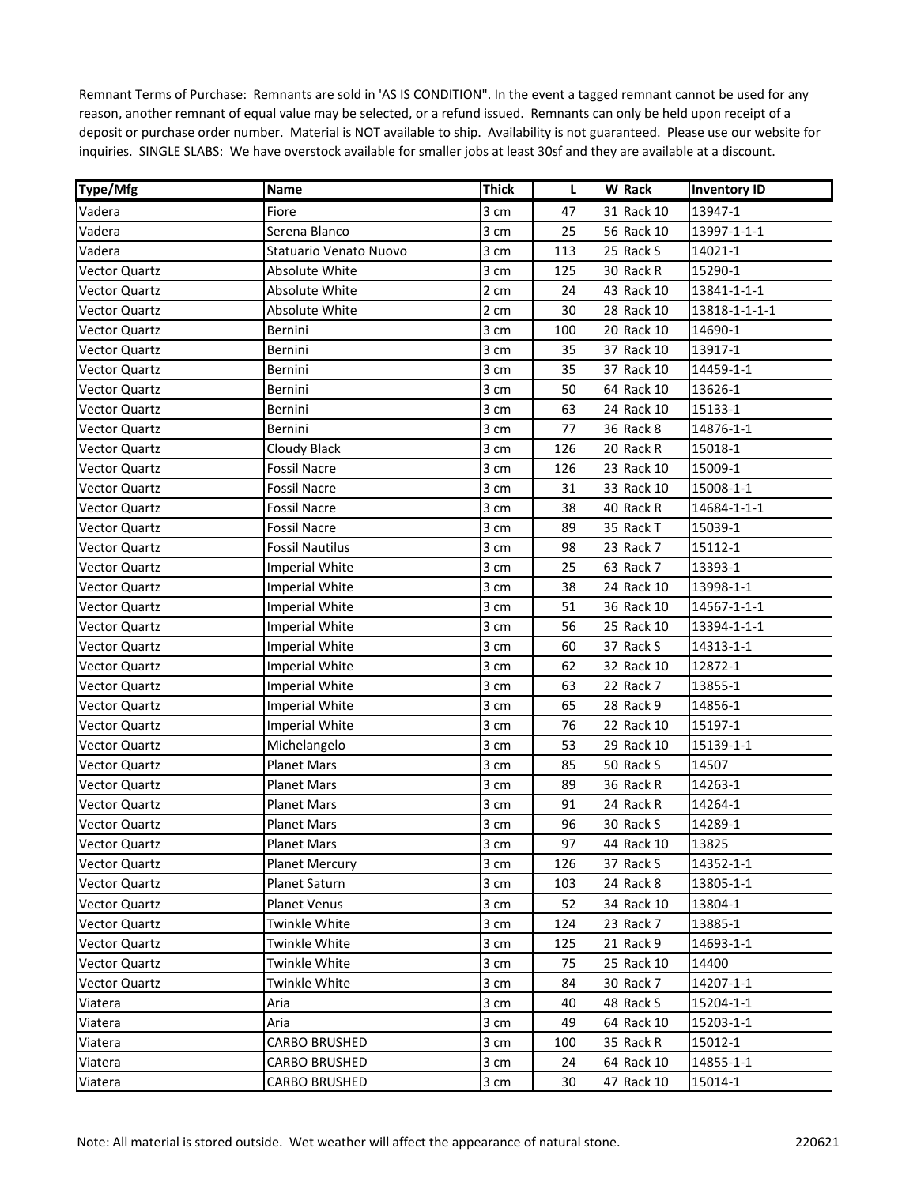Remnant Terms of Purchase: Remnants are sold in 'AS IS CONDITION". In the event a tagged remnant cannot be used for any reason, another remnant of equal value may be selected, or a refund issued. Remnants can only be held upon receipt of a deposit or purchase order number. Material is NOT available to ship. Availability is not guaranteed. Please use our website for inquiries. SINGLE SLABS: We have overstock available for smaller jobs at least 30sf and they are available at a discount.

| Type/Mfg | Name | Thick | L | W | Rack | Inventory ID |
|---|---|---|---|---|---|---|
| Vadera | Fiore | 3 cm | 47 | 31 | Rack 10 | 13947-1 |
| Vadera | Serena Blanco | 3 cm | 25 | 56 | Rack 10 | 13997-1-1-1 |
| Vadera | Statuario Venato Nuovo | 3 cm | 113 | 25 | Rack S | 14021-1 |
| Vector Quartz | Absolute White | 3 cm | 125 | 30 | Rack R | 15290-1 |
| Vector Quartz | Absolute White | 2 cm | 24 | 43 | Rack 10 | 13841-1-1-1 |
| Vector Quartz | Absolute White | 2 cm | 30 | 28 | Rack 10 | 13818-1-1-1-1 |
| Vector Quartz | Bernini | 3 cm | 100 | 20 | Rack 10 | 14690-1 |
| Vector Quartz | Bernini | 3 cm | 35 | 37 | Rack 10 | 13917-1 |
| Vector Quartz | Bernini | 3 cm | 35 | 37 | Rack 10 | 14459-1-1 |
| Vector Quartz | Bernini | 3 cm | 50 | 64 | Rack 10 | 13626-1 |
| Vector Quartz | Bernini | 3 cm | 63 | 24 | Rack 10 | 15133-1 |
| Vector Quartz | Bernini | 3 cm | 77 | 36 | Rack 8 | 14876-1-1 |
| Vector Quartz | Cloudy Black | 3 cm | 126 | 20 | Rack R | 15018-1 |
| Vector Quartz | Fossil Nacre | 3 cm | 126 | 23 | Rack 10 | 15009-1 |
| Vector Quartz | Fossil Nacre | 3 cm | 31 | 33 | Rack 10 | 15008-1-1 |
| Vector Quartz | Fossil Nacre | 3 cm | 38 | 40 | Rack R | 14684-1-1-1 |
| Vector Quartz | Fossil Nacre | 3 cm | 89 | 35 | Rack T | 15039-1 |
| Vector Quartz | Fossil Nautilus | 3 cm | 98 | 23 | Rack 7 | 15112-1 |
| Vector Quartz | Imperial White | 3 cm | 25 | 63 | Rack 7 | 13393-1 |
| Vector Quartz | Imperial White | 3 cm | 38 | 24 | Rack 10 | 13998-1-1 |
| Vector Quartz | Imperial White | 3 cm | 51 | 36 | Rack 10 | 14567-1-1-1 |
| Vector Quartz | Imperial White | 3 cm | 56 | 25 | Rack 10 | 13394-1-1-1 |
| Vector Quartz | Imperial White | 3 cm | 60 | 37 | Rack S | 14313-1-1 |
| Vector Quartz | Imperial White | 3 cm | 62 | 32 | Rack 10 | 12872-1 |
| Vector Quartz | Imperial White | 3 cm | 63 | 22 | Rack 7 | 13855-1 |
| Vector Quartz | Imperial White | 3 cm | 65 | 28 | Rack 9 | 14856-1 |
| Vector Quartz | Imperial White | 3 cm | 76 | 22 | Rack 10 | 15197-1 |
| Vector Quartz | Michelangelo | 3 cm | 53 | 29 | Rack 10 | 15139-1-1 |
| Vector Quartz | Planet Mars | 3 cm | 85 | 50 | Rack S | 14507 |
| Vector Quartz | Planet Mars | 3 cm | 89 | 36 | Rack R | 14263-1 |
| Vector Quartz | Planet Mars | 3 cm | 91 | 24 | Rack R | 14264-1 |
| Vector Quartz | Planet Mars | 3 cm | 96 | 30 | Rack S | 14289-1 |
| Vector Quartz | Planet Mars | 3 cm | 97 | 44 | Rack 10 | 13825 |
| Vector Quartz | Planet Mercury | 3 cm | 126 | 37 | Rack S | 14352-1-1 |
| Vector Quartz | Planet Saturn | 3 cm | 103 | 24 | Rack 8 | 13805-1-1 |
| Vector Quartz | Planet Venus | 3 cm | 52 | 34 | Rack 10 | 13804-1 |
| Vector Quartz | Twinkle White | 3 cm | 124 | 23 | Rack 7 | 13885-1 |
| Vector Quartz | Twinkle White | 3 cm | 125 | 21 | Rack 9 | 14693-1-1 |
| Vector Quartz | Twinkle White | 3 cm | 75 | 25 | Rack 10 | 14400 |
| Vector Quartz | Twinkle White | 3 cm | 84 | 30 | Rack 7 | 14207-1-1 |
| Viatera | Aria | 3 cm | 40 | 48 | Rack S | 15204-1-1 |
| Viatera | Aria | 3 cm | 49 | 64 | Rack 10 | 15203-1-1 |
| Viatera | CARBO BRUSHED | 3 cm | 100 | 35 | Rack R | 15012-1 |
| Viatera | CARBO BRUSHED | 3 cm | 24 | 64 | Rack 10 | 14855-1-1 |
| Viatera | CARBO BRUSHED | 3 cm | 30 | 47 | Rack 10 | 15014-1 |

Note: All material is stored outside. Wet weather will affect the appearance of natural stone.

220621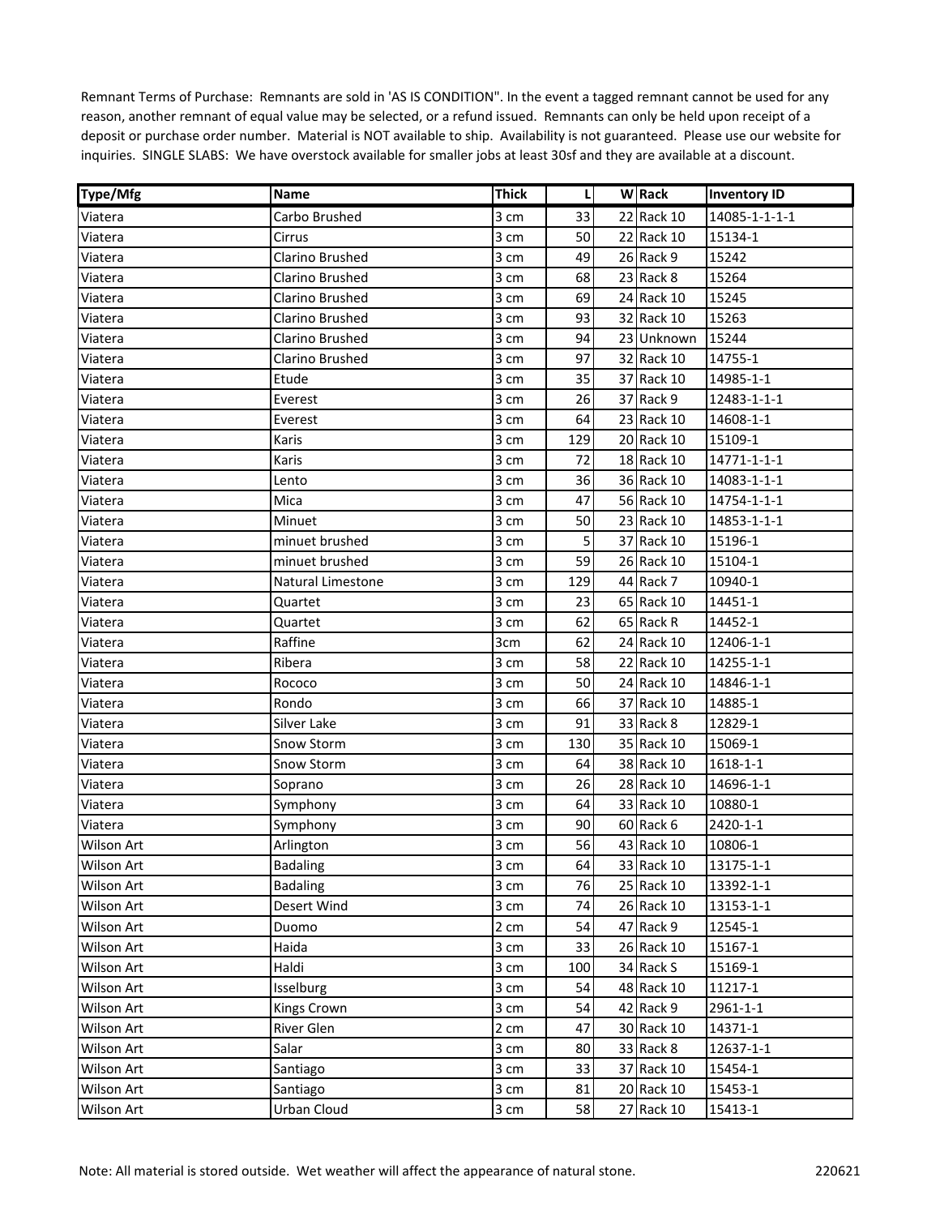Remnant Terms of Purchase: Remnants are sold in 'AS IS CONDITION". In the event a tagged remnant cannot be used for any reason, another remnant of equal value may be selected, or a refund issued. Remnants can only be held upon receipt of a deposit or purchase order number. Material is NOT available to ship. Availability is not guaranteed. Please use our website for inquiries. SINGLE SLABS: We have overstock available for smaller jobs at least 30sf and they are available at a discount.

| Type/Mfg | Name | Thick | L | W | Rack | Inventory ID |
|---|---|---|---|---|---|---|
| Viatera | Carbo Brushed | 3 cm | 33 | 22 | Rack 10 | 14085-1-1-1-1 |
| Viatera | Cirrus | 3 cm | 50 | 22 | Rack 10 | 15134-1 |
| Viatera | Clarino Brushed | 3 cm | 49 | 26 | Rack 9 | 15242 |
| Viatera | Clarino Brushed | 3 cm | 68 | 23 | Rack 8 | 15264 |
| Viatera | Clarino Brushed | 3 cm | 69 | 24 | Rack 10 | 15245 |
| Viatera | Clarino Brushed | 3 cm | 93 | 32 | Rack 10 | 15263 |
| Viatera | Clarino Brushed | 3 cm | 94 | 23 | Unknown | 15244 |
| Viatera | Clarino Brushed | 3 cm | 97 | 32 | Rack 10 | 14755-1 |
| Viatera | Etude | 3 cm | 35 | 37 | Rack 10 | 14985-1-1 |
| Viatera | Everest | 3 cm | 26 | 37 | Rack 9 | 12483-1-1-1 |
| Viatera | Everest | 3 cm | 64 | 23 | Rack 10 | 14608-1-1 |
| Viatera | Karis | 3 cm | 129 | 20 | Rack 10 | 15109-1 |
| Viatera | Karis | 3 cm | 72 | 18 | Rack 10 | 14771-1-1-1 |
| Viatera | Lento | 3 cm | 36 | 36 | Rack 10 | 14083-1-1-1 |
| Viatera | Mica | 3 cm | 47 | 56 | Rack 10 | 14754-1-1-1 |
| Viatera | Minuet | 3 cm | 50 | 23 | Rack 10 | 14853-1-1-1 |
| Viatera | minuet brushed | 3 cm | 5 | 37 | Rack 10 | 15196-1 |
| Viatera | minuet brushed | 3 cm | 59 | 26 | Rack 10 | 15104-1 |
| Viatera | Natural Limestone | 3 cm | 129 | 44 | Rack 7 | 10940-1 |
| Viatera | Quartet | 3 cm | 23 | 65 | Rack 10 | 14451-1 |
| Viatera | Quartet | 3 cm | 62 | 65 | Rack R | 14452-1 |
| Viatera | Raffine | 3cm | 62 | 24 | Rack 10 | 12406-1-1 |
| Viatera | Ribera | 3 cm | 58 | 22 | Rack 10 | 14255-1-1 |
| Viatera | Rococo | 3 cm | 50 | 24 | Rack 10 | 14846-1-1 |
| Viatera | Rondo | 3 cm | 66 | 37 | Rack 10 | 14885-1 |
| Viatera | Silver Lake | 3 cm | 91 | 33 | Rack 8 | 12829-1 |
| Viatera | Snow Storm | 3 cm | 130 | 35 | Rack 10 | 15069-1 |
| Viatera | Snow Storm | 3 cm | 64 | 38 | Rack 10 | 1618-1-1 |
| Viatera | Soprano | 3 cm | 26 | 28 | Rack 10 | 14696-1-1 |
| Viatera | Symphony | 3 cm | 64 | 33 | Rack 10 | 10880-1 |
| Viatera | Symphony | 3 cm | 90 | 60 | Rack 6 | 2420-1-1 |
| Wilson Art | Arlington | 3 cm | 56 | 43 | Rack 10 | 10806-1 |
| Wilson Art | Badaling | 3 cm | 64 | 33 | Rack 10 | 13175-1-1 |
| Wilson Art | Badaling | 3 cm | 76 | 25 | Rack 10 | 13392-1-1 |
| Wilson Art | Desert Wind | 3 cm | 74 | 26 | Rack 10 | 13153-1-1 |
| Wilson Art | Duomo | 2 cm | 54 | 47 | Rack 9 | 12545-1 |
| Wilson Art | Haida | 3 cm | 33 | 26 | Rack 10 | 15167-1 |
| Wilson Art | Haldi | 3 cm | 100 | 34 | Rack S | 15169-1 |
| Wilson Art | Isselburg | 3 cm | 54 | 48 | Rack 10 | 11217-1 |
| Wilson Art | Kings Crown | 3 cm | 54 | 42 | Rack 9 | 2961-1-1 |
| Wilson Art | River Glen | 2 cm | 47 | 30 | Rack 10 | 14371-1 |
| Wilson Art | Salar | 3 cm | 80 | 33 | Rack 8 | 12637-1-1 |
| Wilson Art | Santiago | 3 cm | 33 | 37 | Rack 10 | 15454-1 |
| Wilson Art | Santiago | 3 cm | 81 | 20 | Rack 10 | 15453-1 |
| Wilson Art | Urban Cloud | 3 cm | 58 | 27 | Rack 10 | 15413-1 |

Note: All material is stored outside. Wet weather will affect the appearance of natural stone.

220621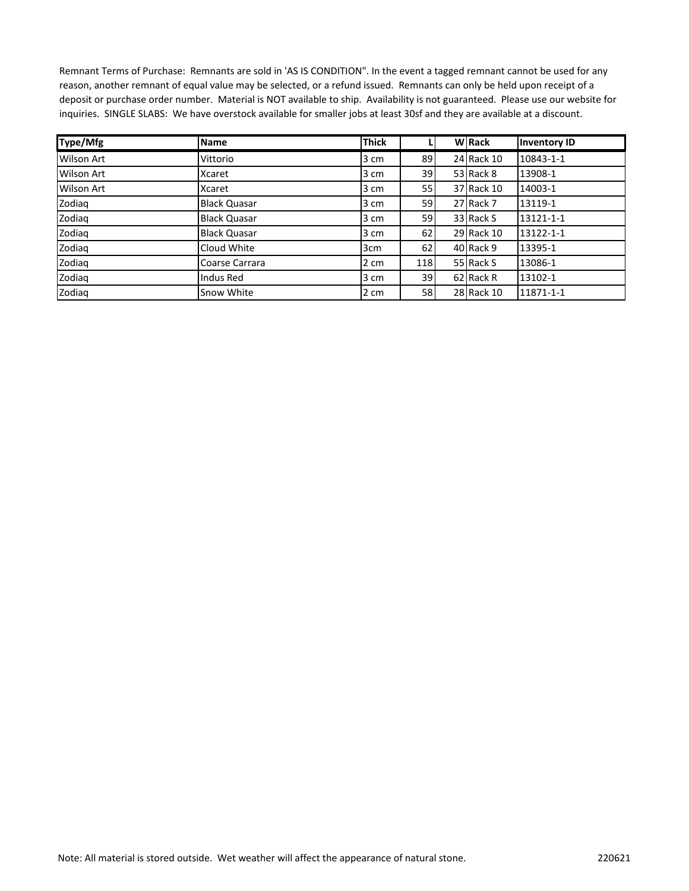Remnant Terms of Purchase: Remnants are sold in 'AS IS CONDITION". In the event a tagged remnant cannot be used for any reason, another remnant of equal value may be selected, or a refund issued. Remnants can only be held upon receipt of a deposit or purchase order number. Material is NOT available to ship. Availability is not guaranteed. Please use our website for inquiries. SINGLE SLABS: We have overstock available for smaller jobs at least 30sf and they are available at a discount.

| Type/Mfg | Name | Thick | L | W | Rack | Inventory ID |
|---|---|---|---|---|---|---|
| Wilson Art | Vittorio | 3 cm | 89 | 24 | Rack 10 | 10843-1-1 |
| Wilson Art | Xcaret | 3 cm | 39 | 53 | Rack 8 | 13908-1 |
| Wilson Art | Xcaret | 3 cm | 55 | 37 | Rack 10 | 14003-1 |
| Zodiaq | Black Quasar | 3 cm | 59 | 27 | Rack 7 | 13119-1 |
| Zodiaq | Black Quasar | 3 cm | 59 | 33 | Rack S | 13121-1-1 |
| Zodiaq | Black Quasar | 3 cm | 62 | 29 | Rack 10 | 13122-1-1 |
| Zodiaq | Cloud White | 3cm | 62 | 40 | Rack 9 | 13395-1 |
| Zodiaq | Coarse Carrara | 2 cm | 118 | 55 | Rack S | 13086-1 |
| Zodiaq | Indus Red | 3 cm | 39 | 62 | Rack R | 13102-1 |
| Zodiaq | Snow White | 2 cm | 58 | 28 | Rack 10 | 11871-1-1 |

Note: All material is stored outside. Wet weather will affect the appearance of natural stone.